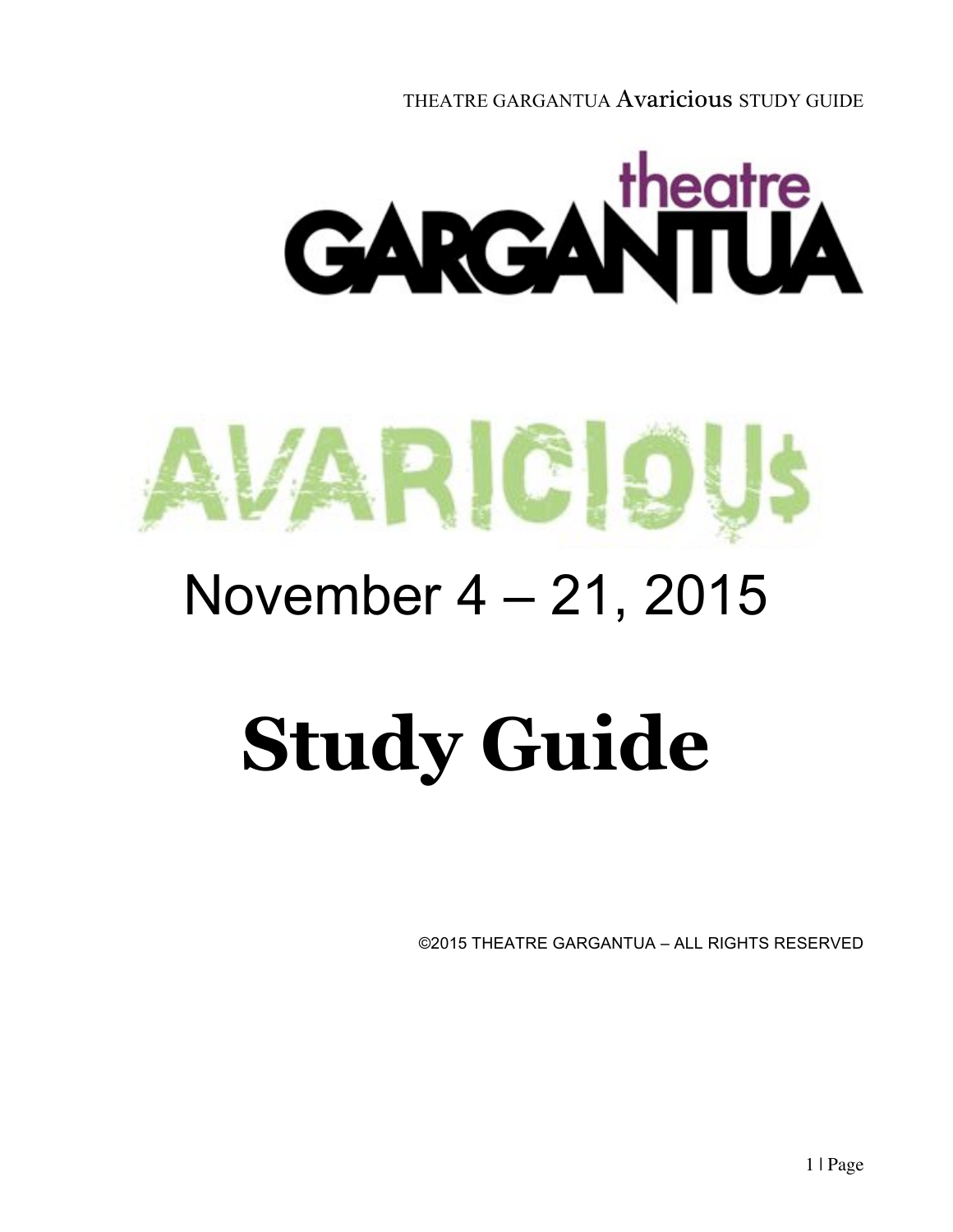# theatre GARGANTUA

# AVARICIOU$

## November 4 – 21, 2015

# Study Guide

©2015 THEATRE GARGANTUA – ALL RIGHTS RESERVED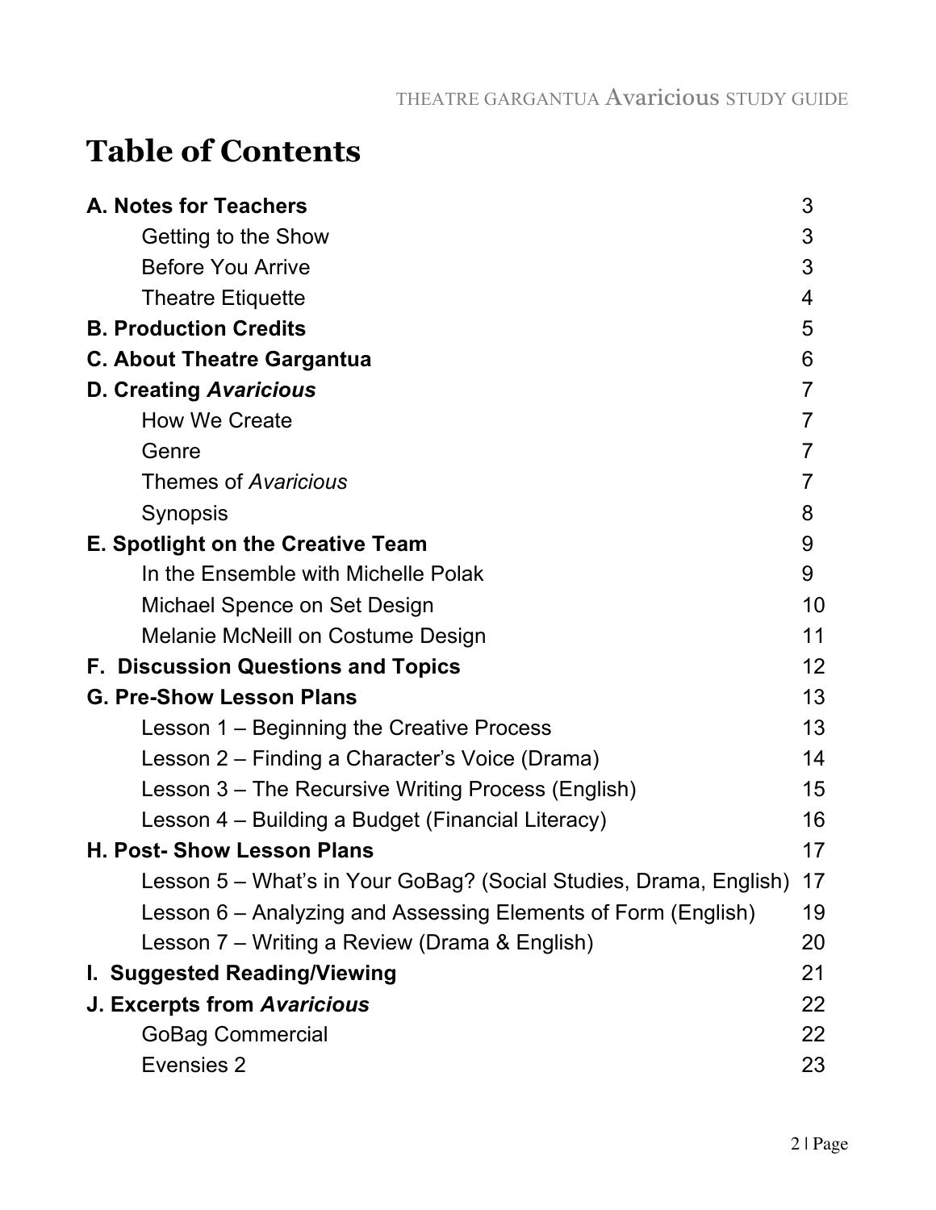# Table of Contents

| | |
|---|---|
| **A. Notes for Teachers** | 3 |
| Getting to the Show | 3 |
| Before You Arrive | 3 |
| Theatre Etiquette | 4 |
| **B. Production Credits** | 5 |
| **C. About Theatre Gargantua** | 6 |
| **D. Creating *Avaricious*** | 7 |
| How We Create | 7 |
| Genre | 7 |
| Themes of *Avaricious* | 7 |
| Synopsis | 8 |
| **E. Spotlight on the Creative Team** | 9 |
| In the Ensemble with Michelle Polak | 9 |
| Michael Spence on Set Design | 10 |
| Melanie McNeill on Costume Design | 11 |
| **F. Discussion Questions and Topics** | 12 |
| **G. Pre-Show Lesson Plans** | 13 |
| Lesson 1 – Beginning the Creative Process | 13 |
| Lesson 2 – Finding a Character's Voice (Drama) | 14 |
| Lesson 3 – The Recursive Writing Process (English) | 15 |
| Lesson 4 – Building a Budget (Financial Literacy) | 16 |
| **H. Post- Show Lesson Plans** | 17 |
| Lesson 5 – What's in Your GoBag? (Social Studies, Drama, English) | 17 |
| Lesson 6 – Analyzing and Assessing Elements of Form (English) | 19 |
| Lesson 7 – Writing a Review (Drama & English) | 20 |
| **I. Suggested Reading/Viewing** | 21 |
| **J. Excerpts from *Avaricious*** | 22 |
| GoBag Commercial | 22 |
| Evensies 2 | 23 |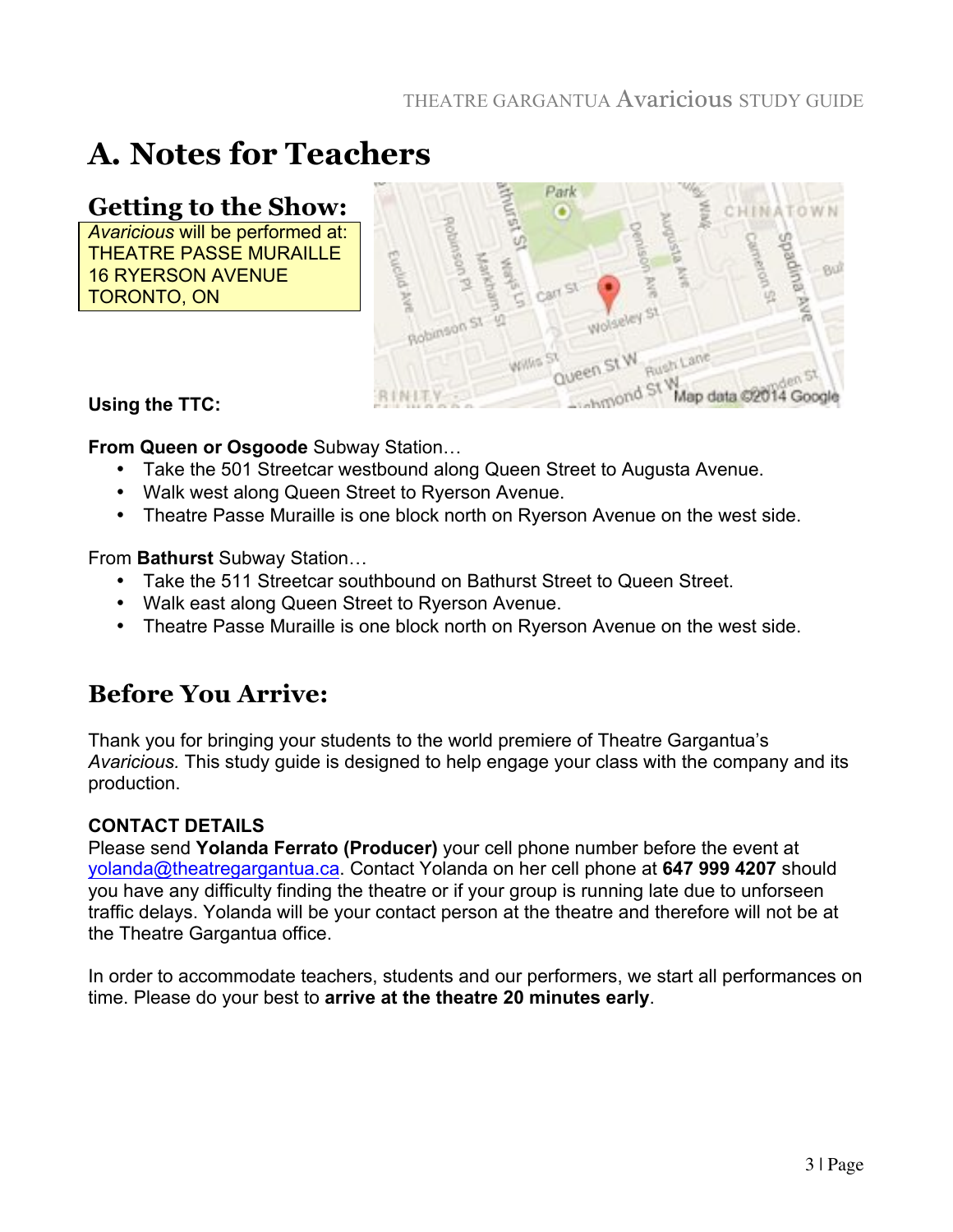# A. Notes for Teachers

## Getting to the Show:

*Avaricious* will be performed at:
THEATRE PASSE MURAILLE
16 RYERSON AVENUE
TORONTO, ON

**Using the TTC:**

**From Queen or Osgoode** Subway Station…

- Take the 501 Streetcar westbound along Queen Street to Augusta Avenue.
- Walk west along Queen Street to Ryerson Avenue.
- Theatre Passe Muraille is one block north on Ryerson Avenue on the west side.

From **Bathurst** Subway Station…

- Take the 511 Streetcar southbound on Bathurst Street to Queen Street.
- Walk east along Queen Street to Ryerson Avenue.
- Theatre Passe Muraille is one block north on Ryerson Avenue on the west side.

## Before You Arrive:

Thank you for bringing your students to the world premiere of Theatre Gargantua's *Avaricious.* This study guide is designed to help engage your class with the company and its production.

**CONTACT DETAILS**
Please send **Yolanda Ferrato (Producer)** your cell phone number before the event at yolanda@theatregargantua.ca. Contact Yolanda on her cell phone at **647 999 4207** should you have any difficulty finding the theatre or if your group is running late due to unforseen traffic delays. Yolanda will be your contact person at the theatre and therefore will not be at the Theatre Gargantua office.

In order to accommodate teachers, students and our performers, we start all performances on time. Please do your best to **arrive at the theatre 20 minutes early**.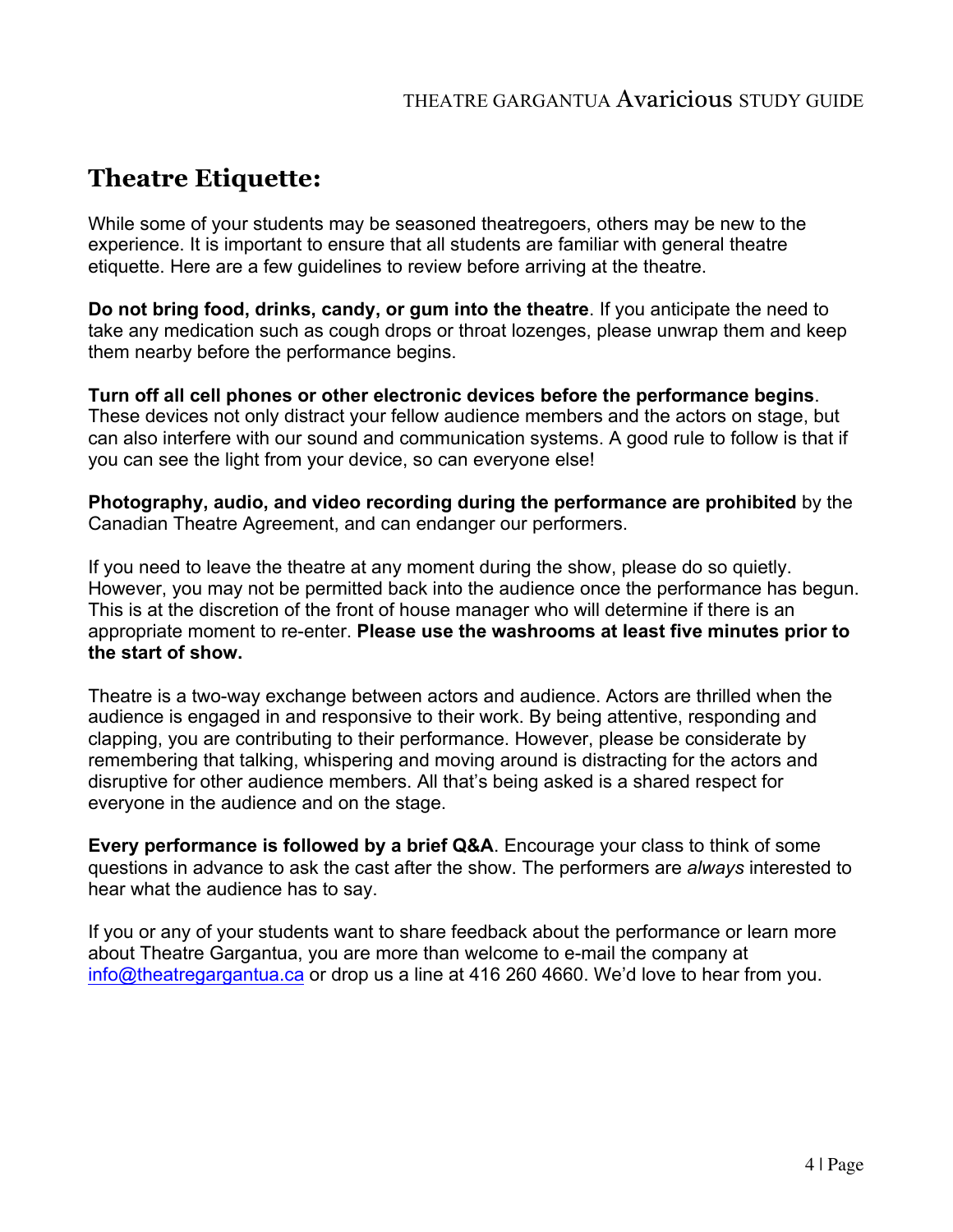# Theatre Etiquette:

While some of your students may be seasoned theatregoers, others may be new to the experience. It is important to ensure that all students are familiar with general theatre etiquette. Here are a few guidelines to review before arriving at the theatre.

**Do not bring food, drinks, candy, or gum into the theatre**. If you anticipate the need to take any medication such as cough drops or throat lozenges, please unwrap them and keep them nearby before the performance begins.

**Turn off all cell phones or other electronic devices before the performance begins**. These devices not only distract your fellow audience members and the actors on stage, but can also interfere with our sound and communication systems. A good rule to follow is that if you can see the light from your device, so can everyone else!

**Photography, audio, and video recording during the performance are prohibited** by the Canadian Theatre Agreement, and can endanger our performers.

If you need to leave the theatre at any moment during the show, please do so quietly. However, you may not be permitted back into the audience once the performance has begun. This is at the discretion of the front of house manager who will determine if there is an appropriate moment to re-enter. **Please use the washrooms at least five minutes prior to the start of show.**

Theatre is a two-way exchange between actors and audience. Actors are thrilled when the audience is engaged in and responsive to their work. By being attentive, responding and clapping, you are contributing to their performance. However, please be considerate by remembering that talking, whispering and moving around is distracting for the actors and disruptive for other audience members. All that's being asked is a shared respect for everyone in the audience and on the stage.

**Every performance is followed by a brief Q&A**. Encourage your class to think of some questions in advance to ask the cast after the show. The performers are *always* interested to hear what the audience has to say.

If you or any of your students want to share feedback about the performance or learn more about Theatre Gargantua, you are more than welcome to e-mail the company at info@theatregargantua.ca or drop us a line at 416 260 4660. We'd love to hear from you.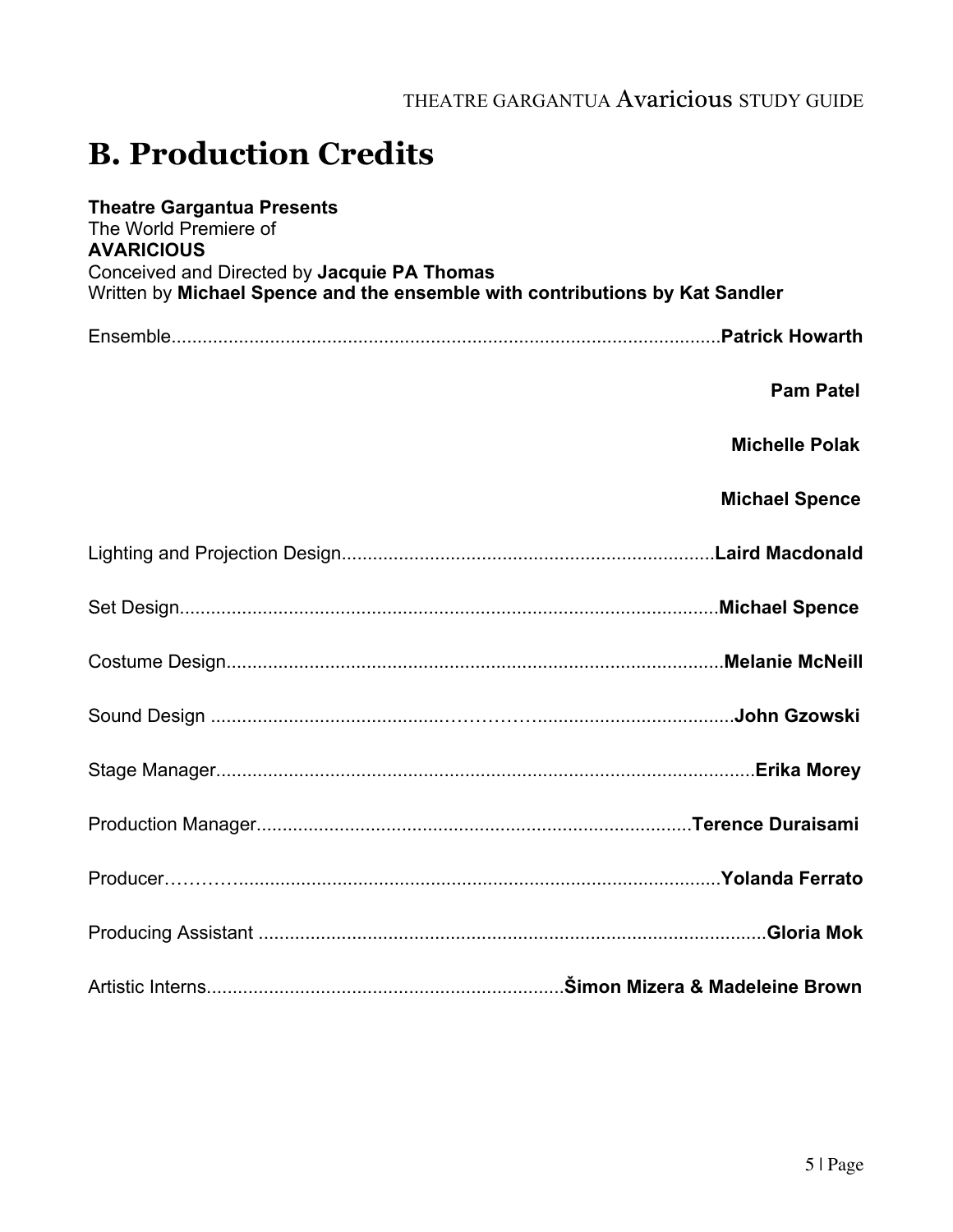## B. Production Credits

**Theatre Gargantua Presents**
The World Premiere of
**AVARICIOUS**
Conceived and Directed by **Jacquie PA Thomas**
Written by **Michael Spence and the ensemble with contributions by Kat Sandler**

| Role | Name |
| --- | --- |
| Ensemble | **Patrick Howarth** |
| | **Pam Patel** |
| | **Michelle Polak** |
| | **Michael Spence** |
| Lighting and Projection Design | **Laird Macdonald** |
| Set Design | **Michael Spence** |
| Costume Design | **Melanie McNeill** |
| Sound Design | **John Gzowski** |
| Stage Manager | **Erika Morey** |
| Production Manager | **Terence Duraisami** |
| Producer | **Yolanda Ferrato** |
| Producing Assistant | **Gloria Mok** |
| Artistic Interns | **Šimon Mizera & Madeleine Brown** |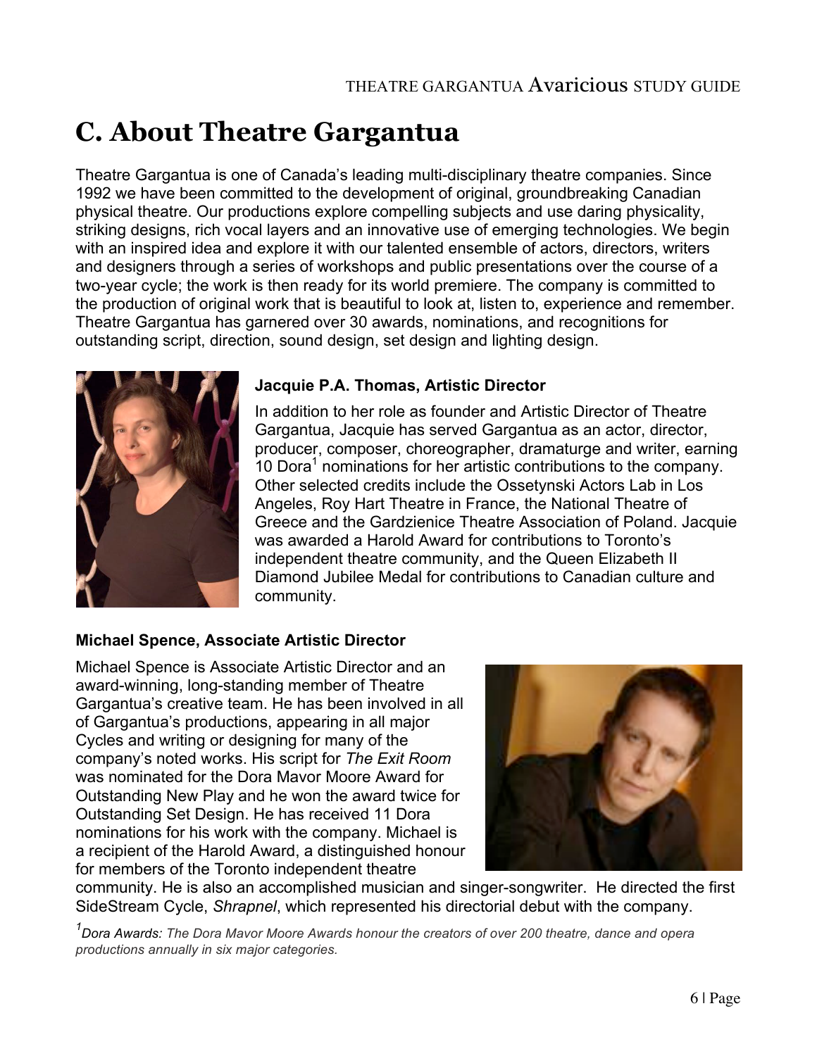# C. About Theatre Gargantua

Theatre Gargantua is one of Canada's leading multi-disciplinary theatre companies. Since 1992 we have been committed to the development of original, groundbreaking Canadian physical theatre. Our productions explore compelling subjects and use daring physicality, striking designs, rich vocal layers and an innovative use of emerging technologies. We begin with an inspired idea and explore it with our talented ensemble of actors, directors, writers and designers through a series of workshops and public presentations over the course of a two-year cycle; the work is then ready for its world premiere. The company is committed to the production of original work that is beautiful to look at, listen to, experience and remember. Theatre Gargantua has garnered over 30 awards, nominations, and recognitions for outstanding script, direction, sound design, set design and lighting design.

**Jacquie P.A. Thomas, Artistic Director**

In addition to her role as founder and Artistic Director of Theatre Gargantua, Jacquie has served Gargantua as an actor, director, producer, composer, choreographer, dramaturge and writer, earning 10 Dora[1] nominations for her artistic contributions to the company. Other selected credits include the Ossetynski Actors Lab in Los Angeles, Roy Hart Theatre in France, the National Theatre of Greece and the Gardzienice Theatre Association of Poland. Jacquie was awarded a Harold Award for contributions to Toronto's independent theatre community, and the Queen Elizabeth II Diamond Jubilee Medal for contributions to Canadian culture and community.

**Michael Spence, Associate Artistic Director**

Michael Spence is Associate Artistic Director and an award-winning, long-standing member of Theatre Gargantua's creative team. He has been involved in all of Gargantua's productions, appearing in all major Cycles and writing or designing for many of the company's noted works. His script for *The Exit Room* was nominated for the Dora Mavor Moore Award for Outstanding New Play and he won the award twice for Outstanding Set Design. He has received 11 Dora nominations for his work with the company. Michael is a recipient of the Harold Award, a distinguished honour for members of the Toronto independent theatre community. He is also an accomplished musician and singer-songwriter. He directed the first SideStream Cycle, *Shrapnel*, which represented his directorial debut with the company.

[1] *Dora Awards: The Dora Mavor Moore Awards honour the creators of over 200 theatre, dance and opera productions annually in six major categories.*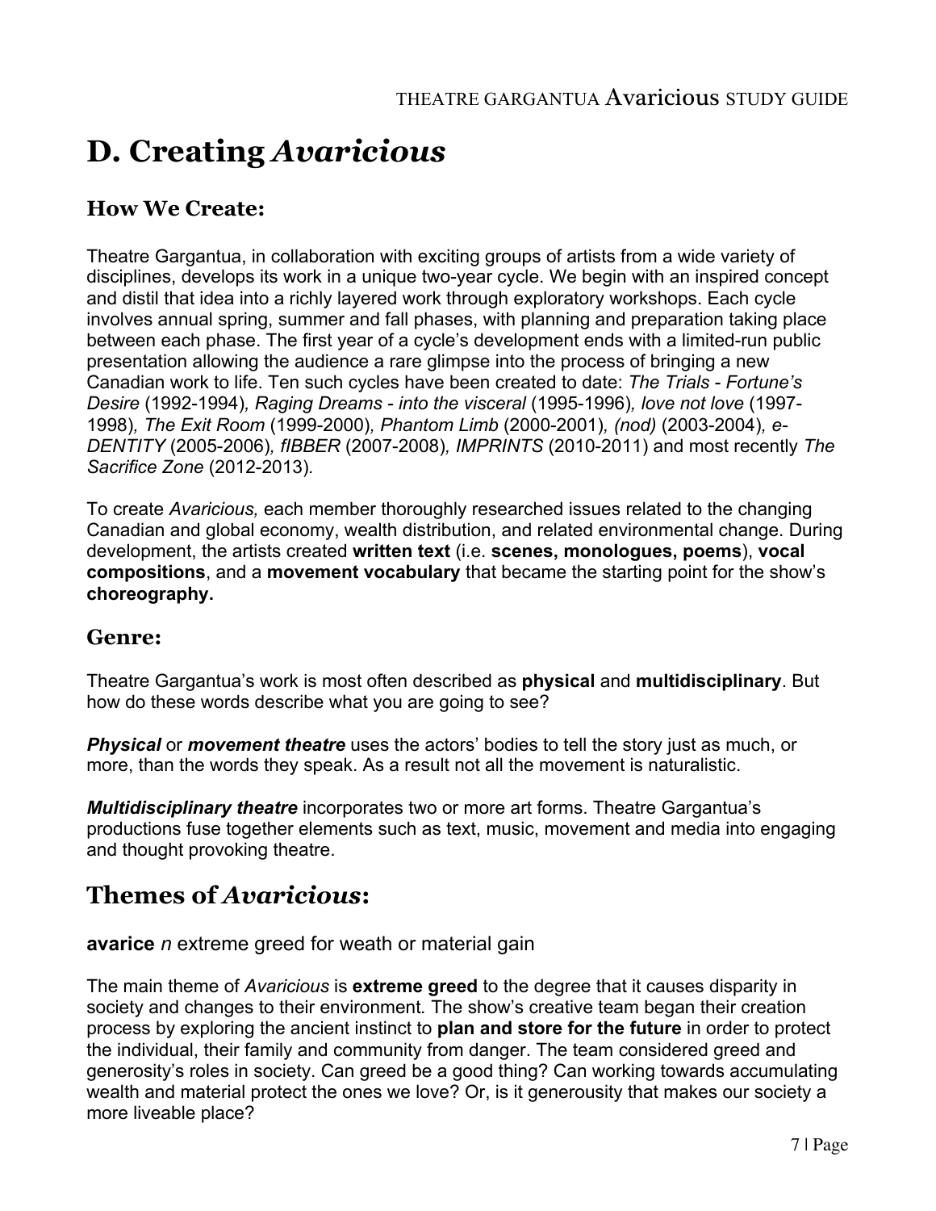# D. Creating *Avaricious*

### How We Create:

Theatre Gargantua, in collaboration with exciting groups of artists from a wide variety of disciplines, develops its work in a unique two-year cycle. We begin with an inspired concept and distil that idea into a richly layered work through exploratory workshops. Each cycle involves annual spring, summer and fall phases, with planning and preparation taking place between each phase. The first year of a cycle's development ends with a limited-run public presentation allowing the audience a rare glimpse into the process of bringing a new Canadian work to life. Ten such cycles have been created to date: *The Trials - Fortune's Desire* (1992-1994), *Raging Dreams - into the visceral* (1995-1996), *love not love* (1997-1998), *The Exit Room* (1999-2000), *Phantom Limb* (2000-2001), *(nod)* (2003-2004), *e-DENTITY* (2005-2006), *fIBBER* (2007-2008), *IMPRINTS* (2010-2011) and most recently *The Sacrifice Zone* (2012-2013).

To create *Avaricious,* each member thoroughly researched issues related to the changing Canadian and global economy, wealth distribution, and related environmental change. During development, the artists created **written text** (i.e. **scenes, monologues, poems**), **vocal compositions**, and a **movement vocabulary** that became the starting point for the show's **choreography.**

### Genre:

Theatre Gargantua's work is most often described as **physical** and **multidisciplinary**. But how do these words describe what you are going to see?

***Physical*** or ***movement theatre*** uses the actors' bodies to tell the story just as much, or more, than the words they speak. As a result not all the movement is naturalistic.

***Multidisciplinary theatre*** incorporates two or more art forms. Theatre Gargantua's productions fuse together elements such as text, music, movement and media into engaging and thought provoking theatre.

## Themes of *Avaricious*:

**avarice** *n* extreme greed for weath or material gain

The main theme of *Avaricious* is **extreme greed** to the degree that it causes disparity in society and changes to their environment. The show's creative team began their creation process by exploring the ancient instinct to **plan and store for the future** in order to protect the individual, their family and community from danger. The team considered greed and generosity's roles in society. Can greed be a good thing? Can working towards accumulating wealth and material protect the ones we love? Or, is it generousity that makes our society a more liveable place?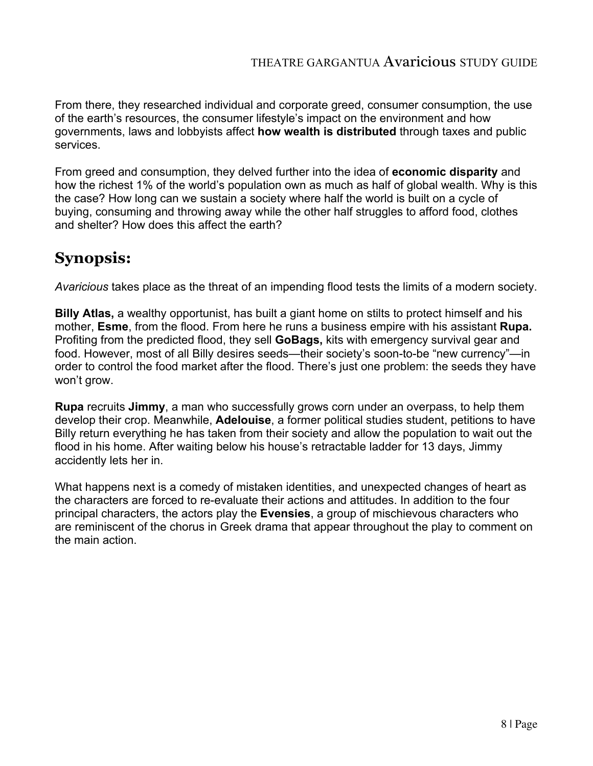From there, they researched individual and corporate greed, consumer consumption, the use of the earth's resources, the consumer lifestyle's impact on the environment and how governments, laws and lobbyists affect **how wealth is distributed** through taxes and public services.

From greed and consumption, they delved further into the idea of **economic disparity** and how the richest 1% of the world's population own as much as half of global wealth. Why is this the case? How long can we sustain a society where half the world is built on a cycle of buying, consuming and throwing away while the other half struggles to afford food, clothes and shelter? How does this affect the earth?

## Synopsis:

*Avaricious* takes place as the threat of an impending flood tests the limits of a modern society.

**Billy Atlas,** a wealthy opportunist, has built a giant home on stilts to protect himself and his mother, **Esme**, from the flood. From here he runs a business empire with his assistant **Rupa.** Profiting from the predicted flood, they sell **GoBags,** kits with emergency survival gear and food. However, most of all Billy desires seeds—their society's soon-to-be "new currency"—in order to control the food market after the flood. There's just one problem: the seeds they have won't grow.

**Rupa** recruits **Jimmy**, a man who successfully grows corn under an overpass, to help them develop their crop. Meanwhile, **Adelouise**, a former political studies student, petitions to have Billy return everything he has taken from their society and allow the population to wait out the flood in his home. After waiting below his house's retractable ladder for 13 days, Jimmy accidently lets her in.

What happens next is a comedy of mistaken identities, and unexpected changes of heart as the characters are forced to re-evaluate their actions and attitudes. In addition to the four principal characters, the actors play the **Evensies**, a group of mischievous characters who are reminiscent of the chorus in Greek drama that appear throughout the play to comment on the main action.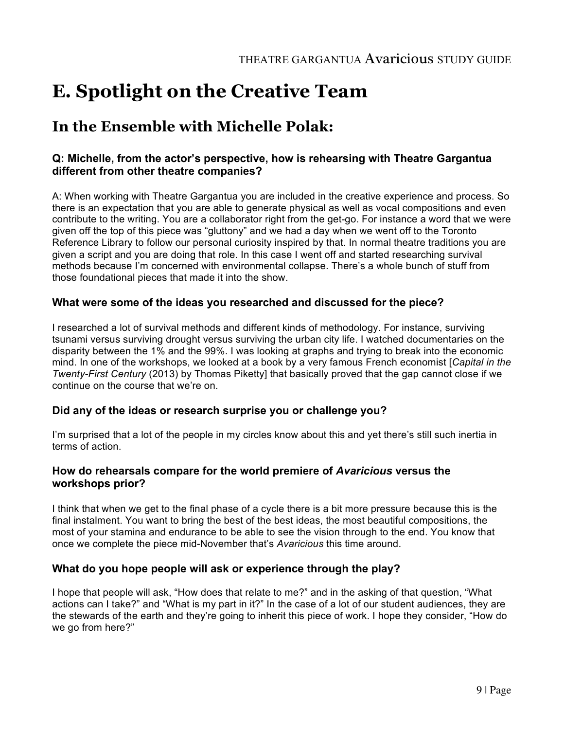# E. Spotlight on the Creative Team

## In the Ensemble with Michelle Polak:

### Q: Michelle, from the actor's perspective, how is rehearsing with Theatre Gargantua different from other theatre companies?

A: When working with Theatre Gargantua you are included in the creative experience and process. So there is an expectation that you are able to generate physical as well as vocal compositions and even contribute to the writing. You are a collaborator right from the get-go. For instance a word that we were given off the top of this piece was "gluttony" and we had a day when we went off to the Toronto Reference Library to follow our personal curiosity inspired by that. In normal theatre traditions you are given a script and you are doing that role. In this case I went off and started researching survival methods because I'm concerned with environmental collapse. There's a whole bunch of stuff from those foundational pieces that made it into the show.

### What were some of the ideas you researched and discussed for the piece?

I researched a lot of survival methods and different kinds of methodology. For instance, surviving tsunami versus surviving drought versus surviving the urban city life. I watched documentaries on the disparity between the 1% and the 99%. I was looking at graphs and trying to break into the economic mind. In one of the workshops, we looked at a book by a very famous French economist [*Capital in the Twenty-First Century* (2013) by Thomas Piketty] that basically proved that the gap cannot close if we continue on the course that we're on.

### Did any of the ideas or research surprise you or challenge you?

I'm surprised that a lot of the people in my circles know about this and yet there's still such inertia in terms of action.

### How do rehearsals compare for the world premiere of *Avaricious* versus the workshops prior?

I think that when we get to the final phase of a cycle there is a bit more pressure because this is the final instalment. You want to bring the best of the best ideas, the most beautiful compositions, the most of your stamina and endurance to be able to see the vision through to the end. You know that once we complete the piece mid-November that's *Avaricious* this time around.

### What do you hope people will ask or experience through the play?

I hope that people will ask, "How does that relate to me?" and in the asking of that question, "What actions can I take?" and "What is my part in it?" In the case of a lot of our student audiences, they are the stewards of the earth and they're going to inherit this piece of work. I hope they consider, "How do we go from here?"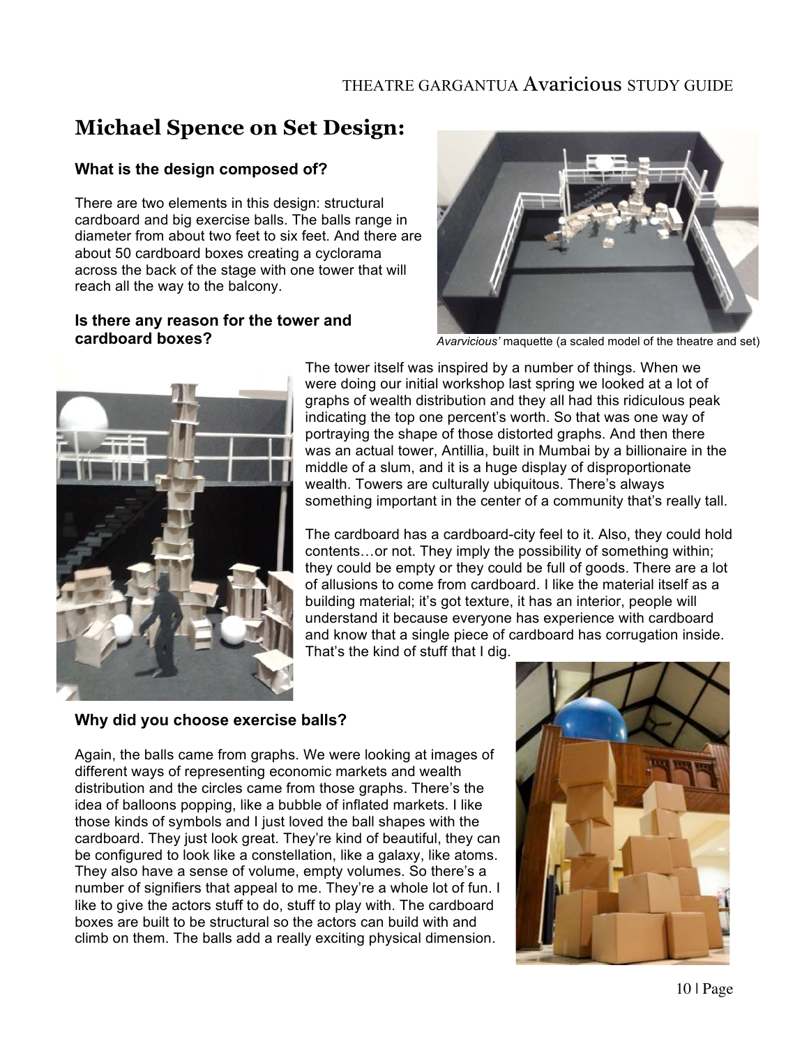## Michael Spence on Set Design:

### What is the design composed of?

There are two elements in this design: structural cardboard and big exercise balls. The balls range in diameter from about two feet to six feet. And there are about 50 cardboard boxes creating a cyclorama across the back of the stage with one tower that will reach all the way to the balcony.

*Avarvicious'* maquette (a scaled model of the theatre and set)

### Is there any reason for the tower and cardboard boxes?

The tower itself was inspired by a number of things. When we were doing our initial workshop last spring we looked at a lot of graphs of wealth distribution and they all had this ridiculous peak indicating the top one percent's worth. So that was one way of portraying the shape of those distorted graphs. And then there was an actual tower, Antillia, built in Mumbai by a billionaire in the middle of a slum, and it is a huge display of disproportionate wealth. Towers are culturally ubiquitous. There's always something important in the center of a community that's really tall.

The cardboard has a cardboard-city feel to it. Also, they could hold contents…or not. They imply the possibility of something within; they could be empty or they could be full of goods. There are a lot of allusions to come from cardboard. I like the material itself as a building material; it's got texture, it has an interior, people will understand it because everyone has experience with cardboard and know that a single piece of cardboard has corrugation inside. That's the kind of stuff that I dig.

### Why did you choose exercise balls?

Again, the balls came from graphs. We were looking at images of different ways of representing economic markets and wealth distribution and the circles came from those graphs. There's the idea of balloons popping, like a bubble of inflated markets. I like those kinds of symbols and I just loved the ball shapes with the cardboard. They just look great. They're kind of beautiful, they can be configured to look like a constellation, like a galaxy, like atoms. They also have a sense of volume, empty volumes. So there's a number of signifiers that appeal to me. They're a whole lot of fun. I like to give the actors stuff to do, stuff to play with. The cardboard boxes are built to be structural so the actors can build with and climb on them. The balls add a really exciting physical dimension.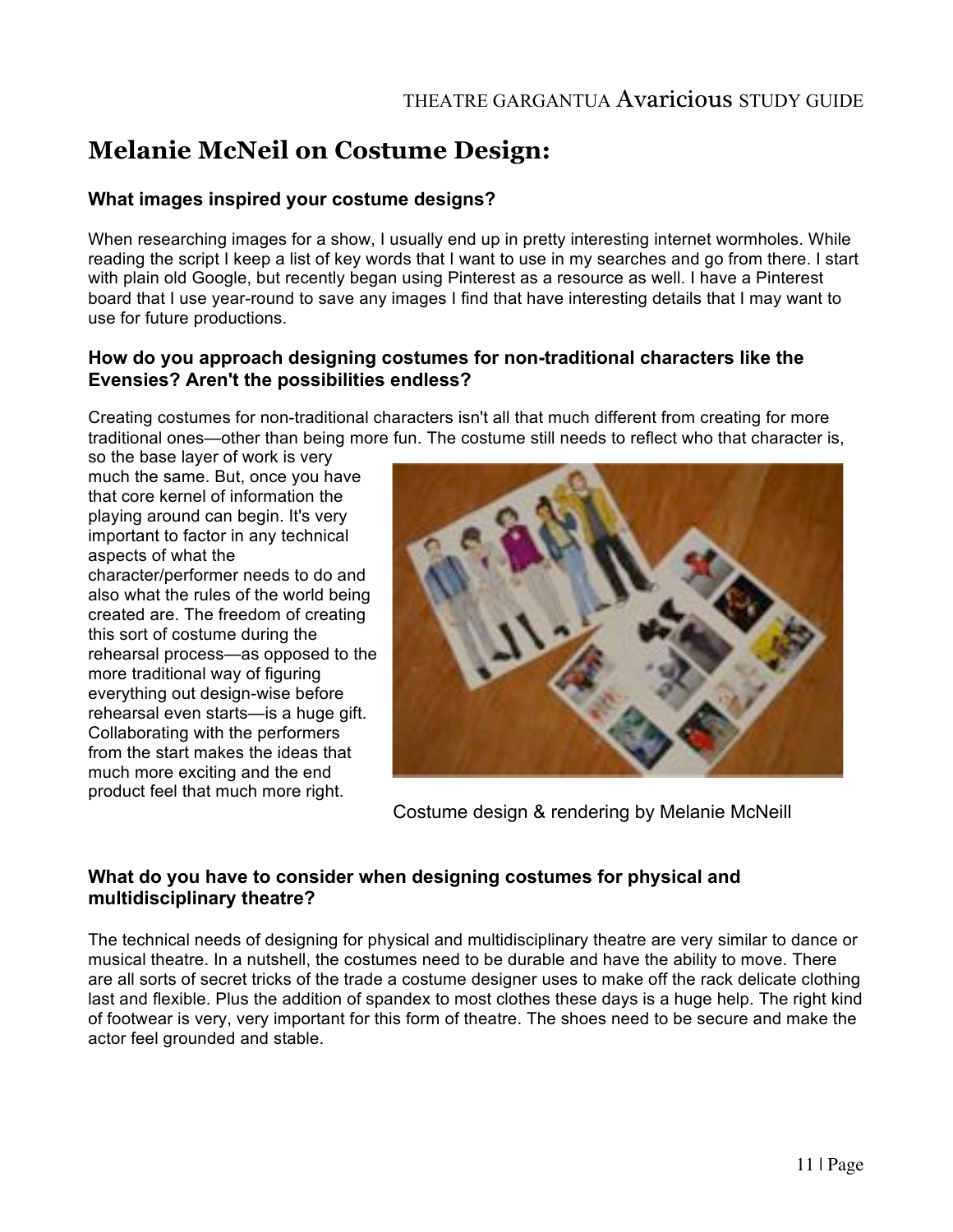# Melanie McNeil on Costume Design:

### What images inspired your costume designs?

When researching images for a show, I usually end up in pretty interesting internet wormholes. While reading the script I keep a list of key words that I want to use in my searches and go from there. I start with plain old Google, but recently began using Pinterest as a resource as well. I have a Pinterest board that I use year-round to save any images I find that have interesting details that I may want to use for future productions.

### How do you approach designing costumes for non-traditional characters like the Evensies? Aren't the possibilities endless?

Creating costumes for non-traditional characters isn't all that much different from creating for more traditional ones—other than being more fun. The costume still needs to reflect who that character is, so the base layer of work is very much the same. But, once you have that core kernel of information the playing around can begin. It's very important to factor in any technical aspects of what the character/performer needs to do and also what the rules of the world being created are. The freedom of creating this sort of costume during the rehearsal process—as opposed to the more traditional way of figuring everything out design-wise before rehearsal even starts—is a huge gift. Collaborating with the performers from the start makes the ideas that much more exciting and the end product feel that much more right.

Costume design & rendering by Melanie McNeill

### What do you have to consider when designing costumes for physical and multidisciplinary theatre?

The technical needs of designing for physical and multidisciplinary theatre are very similar to dance or musical theatre. In a nutshell, the costumes need to be durable and have the ability to move. There are all sorts of secret tricks of the trade a costume designer uses to make off the rack delicate clothing last and flexible. Plus the addition of spandex to most clothes these days is a huge help. The right kind of footwear is very, very important for this form of theatre. The shoes need to be secure and make the actor feel grounded and stable.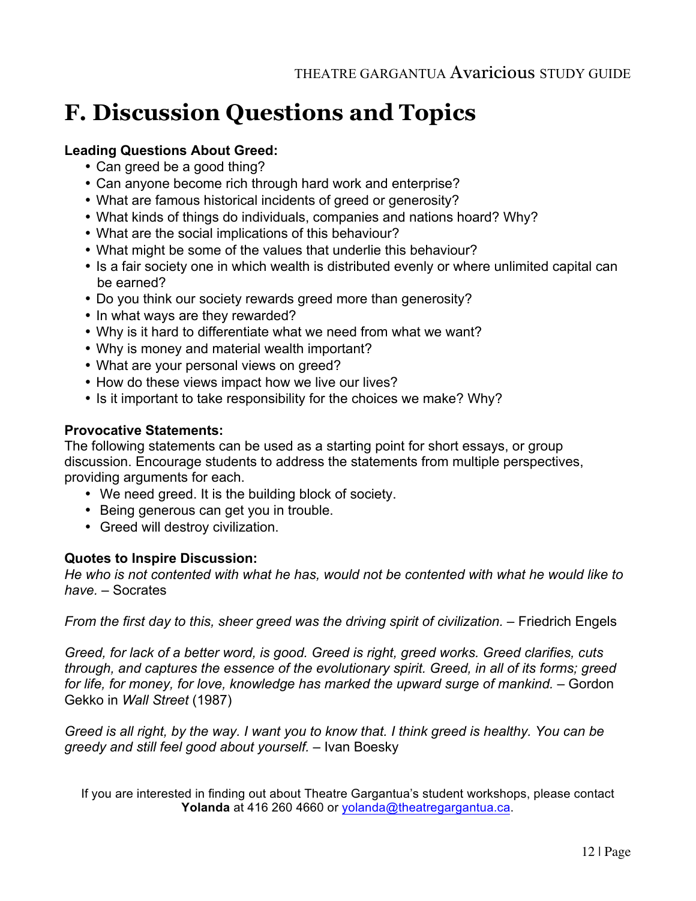# F. Discussion Questions and Topics

**Leading Questions About Greed:**

- Can greed be a good thing?
- Can anyone become rich through hard work and enterprise?
- What are famous historical incidents of greed or generosity?
- What kinds of things do individuals, companies and nations hoard? Why?
- What are the social implications of this behaviour?
- What might be some of the values that underlie this behaviour?
- Is a fair society one in which wealth is distributed evenly or where unlimited capital can be earned?
- Do you think our society rewards greed more than generosity?
- In what ways are they rewarded?
- Why is it hard to differentiate what we need from what we want?
- Why is money and material wealth important?
- What are your personal views on greed?
- How do these views impact how we live our lives?
- Is it important to take responsibility for the choices we make? Why?

**Provocative Statements:**

The following statements can be used as a starting point for short essays, or group discussion. Encourage students to address the statements from multiple perspectives, providing arguments for each.

- We need greed. It is the building block of society.
- Being generous can get you in trouble.
- Greed will destroy civilization.

**Quotes to Inspire Discussion:**

*He who is not contented with what he has, would not be contented with what he would like to have.* – Socrates

*From the first day to this, sheer greed was the driving spirit of civilization.* – Friedrich Engels

*Greed, for lack of a better word, is good. Greed is right, greed works. Greed clarifies, cuts through, and captures the essence of the evolutionary spirit. Greed, in all of its forms; greed for life, for money, for love, knowledge has marked the upward surge of mankind.* – Gordon Gekko in *Wall Street* (1987)

*Greed is all right, by the way. I want you to know that. I think greed is healthy. You can be greedy and still feel good about yourself.* – Ivan Boesky

If you are interested in finding out about Theatre Gargantua's student workshops, please contact **Yolanda** at 416 260 4660 or yolanda@theatregargantua.ca.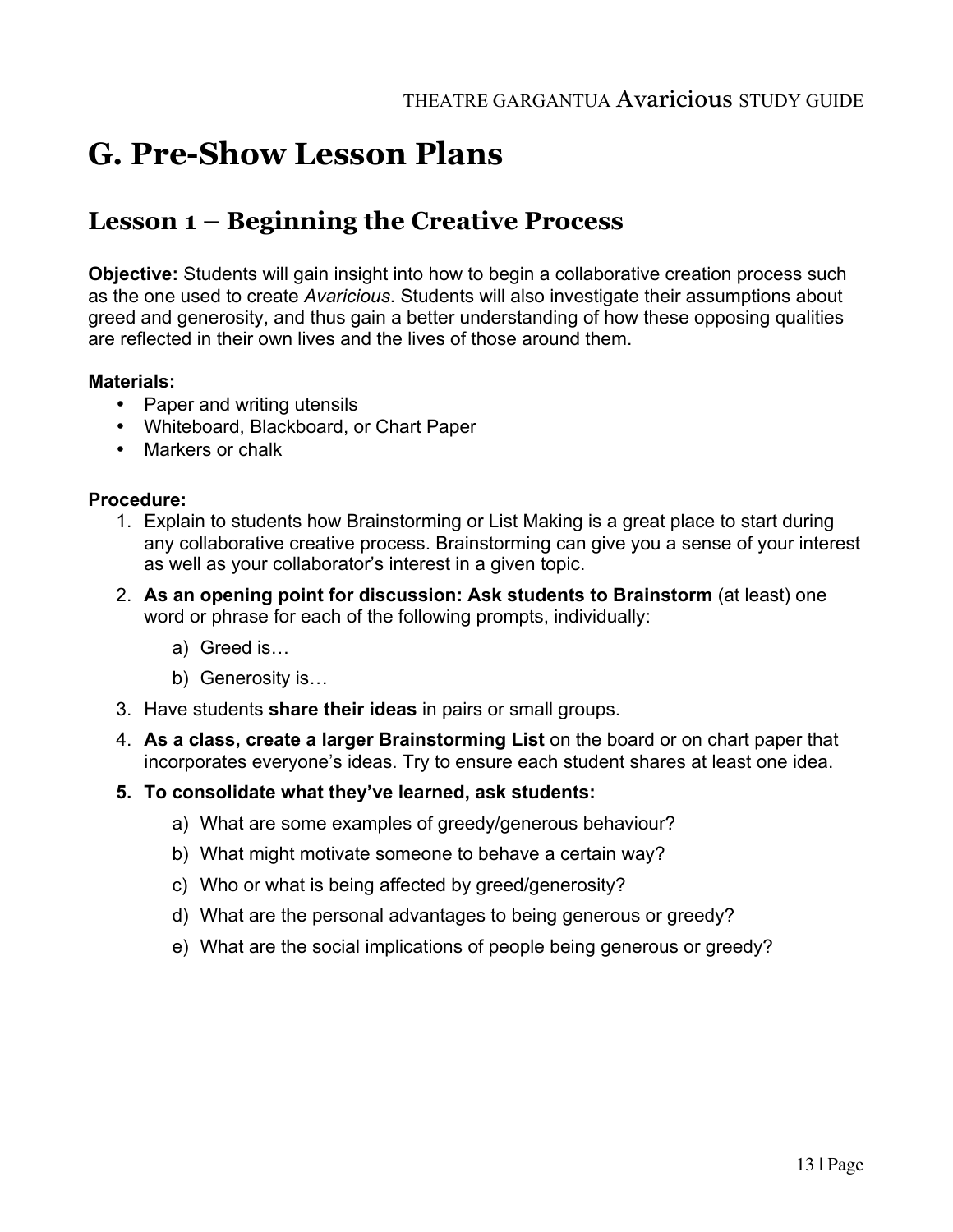# G. Pre-Show Lesson Plans

## Lesson 1 – Beginning the Creative Process

**Objective:** Students will gain insight into how to begin a collaborative creation process such as the one used to create *Avaricious*. Students will also investigate their assumptions about greed and generosity, and thus gain a better understanding of how these opposing qualities are reflected in their own lives and the lives of those around them.

**Materials:**

- Paper and writing utensils
- Whiteboard, Blackboard, or Chart Paper
- Markers or chalk

**Procedure:**

1. Explain to students how Brainstorming or List Making is a great place to start during any collaborative creative process. Brainstorming can give you a sense of your interest as well as your collaborator's interest in a given topic.
2. **As an opening point for discussion: Ask students to Brainstorm** (at least) one word or phrase for each of the following prompts, individually:
   a) Greed is…
   b) Generosity is…
3. Have students **share their ideas** in pairs or small groups.
4. **As a class, create a larger Brainstorming List** on the board or on chart paper that incorporates everyone's ideas. Try to ensure each student shares at least one idea.
5. **To consolidate what they've learned, ask students:**
   a) What are some examples of greedy/generous behaviour?
   b) What might motivate someone to behave a certain way?
   c) Who or what is being affected by greed/generosity?
   d) What are the personal advantages to being generous or greedy?
   e) What are the social implications of people being generous or greedy?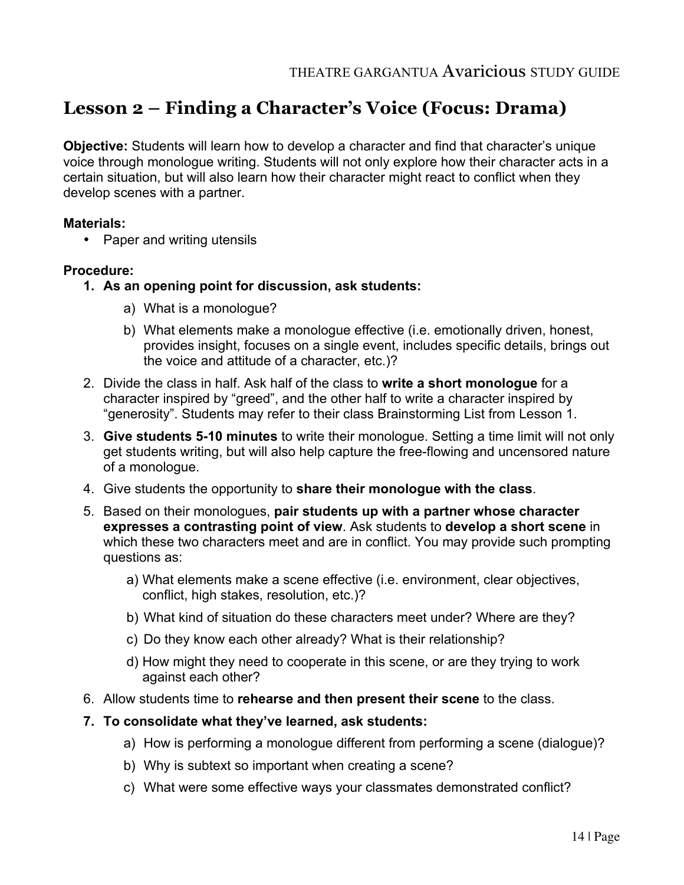# Lesson 2 – Finding a Character's Voice (Focus: Drama)

**Objective:** Students will learn how to develop a character and find that character's unique voice through monologue writing. Students will not only explore how their character acts in a certain situation, but will also learn how their character might react to conflict when they develop scenes with a partner.

**Materials:**

- Paper and writing utensils

**Procedure:**

1. **As an opening point for discussion, ask students:**
   a) What is a monologue?
   b) What elements make a monologue effective (i.e. emotionally driven, honest, provides insight, focuses on a single event, includes specific details, brings out the voice and attitude of a character, etc.)?
2. Divide the class in half. Ask half of the class to **write a short monologue** for a character inspired by "greed", and the other half to write a character inspired by "generosity". Students may refer to their class Brainstorming List from Lesson 1.
3. **Give students 5-10 minutes** to write their monologue. Setting a time limit will not only get students writing, but will also help capture the free-flowing and uncensored nature of a monologue.
4. Give students the opportunity to **share their monologue with the class**.
5. Based on their monologues, **pair students up with a partner whose character expresses a contrasting point of view**. Ask students to **develop a short scene** in which these two characters meet and are in conflict. You may provide such prompting questions as:
   a) What elements make a scene effective (i.e. environment, clear objectives, conflict, high stakes, resolution, etc.)?
   b) What kind of situation do these characters meet under? Where are they?
   c) Do they know each other already? What is their relationship?
   d) How might they need to cooperate in this scene, or are they trying to work against each other?
6. Allow students time to **rehearse and then present their scene** to the class.
7. **To consolidate what they've learned, ask students:**
   a) How is performing a monologue different from performing a scene (dialogue)?
   b) Why is subtext so important when creating a scene?
   c) What were some effective ways your classmates demonstrated conflict?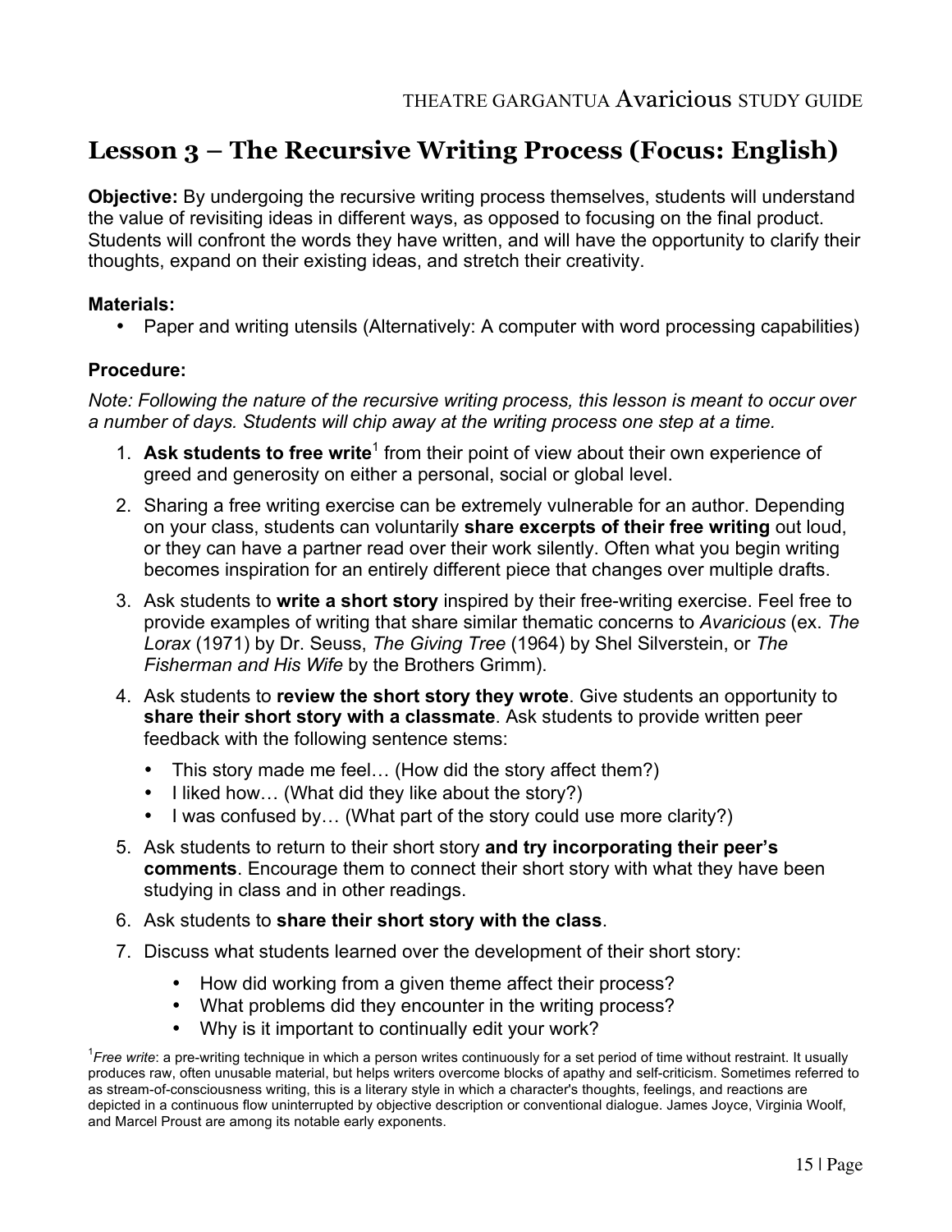## Lesson 3 – The Recursive Writing Process (Focus: English)

**Objective:** By undergoing the recursive writing process themselves, students will understand the value of revisiting ideas in different ways, as opposed to focusing on the final product. Students will confront the words they have written, and will have the opportunity to clarify their thoughts, expand on their existing ideas, and stretch their creativity.

**Materials:**

- Paper and writing utensils (Alternatively: A computer with word processing capabilities)

**Procedure:**

*Note: Following the nature of the recursive writing process, this lesson is meant to occur over a number of days. Students will chip away at the writing process one step at a time.*

1. **Ask students to free write**[1] from their point of view about their own experience of greed and generosity on either a personal, social or global level.
2. Sharing a free writing exercise can be extremely vulnerable for an author. Depending on your class, students can voluntarily **share excerpts of their free writing** out loud, or they can have a partner read over their work silently. Often what you begin writing becomes inspiration for an entirely different piece that changes over multiple drafts.
3. Ask students to **write a short story** inspired by their free-writing exercise. Feel free to provide examples of writing that share similar thematic concerns to *Avaricious* (ex. *The Lorax* (1971) by Dr. Seuss, *The Giving Tree* (1964) by Shel Silverstein, or *The Fisherman and His Wife* by the Brothers Grimm).
4. Ask students to **review the short story they wrote**. Give students an opportunity to **share their short story with a classmate**. Ask students to provide written peer feedback with the following sentence stems:
   - This story made me feel… (How did the story affect them?)
   - I liked how… (What did they like about the story?)
   - I was confused by… (What part of the story could use more clarity?)
5. Ask students to return to their short story **and try incorporating their peer's comments**. Encourage them to connect their short story with what they have been studying in class and in other readings.
6. Ask students to **share their short story with the class**.
7. Discuss what students learned over the development of their short story:
   - How did working from a given theme affect their process?
   - What problems did they encounter in the writing process?
   - Why is it important to continually edit your work?

[1] *Free write*: a pre-writing technique in which a person writes continuously for a set period of time without restraint. It usually produces raw, often unusable material, but helps writers overcome blocks of apathy and self-criticism. Sometimes referred to as stream-of-consciousness writing, this is a literary style in which a character's thoughts, feelings, and reactions are depicted in a continuous flow uninterrupted by objective description or conventional dialogue. James Joyce, Virginia Woolf, and Marcel Proust are among its notable early exponents.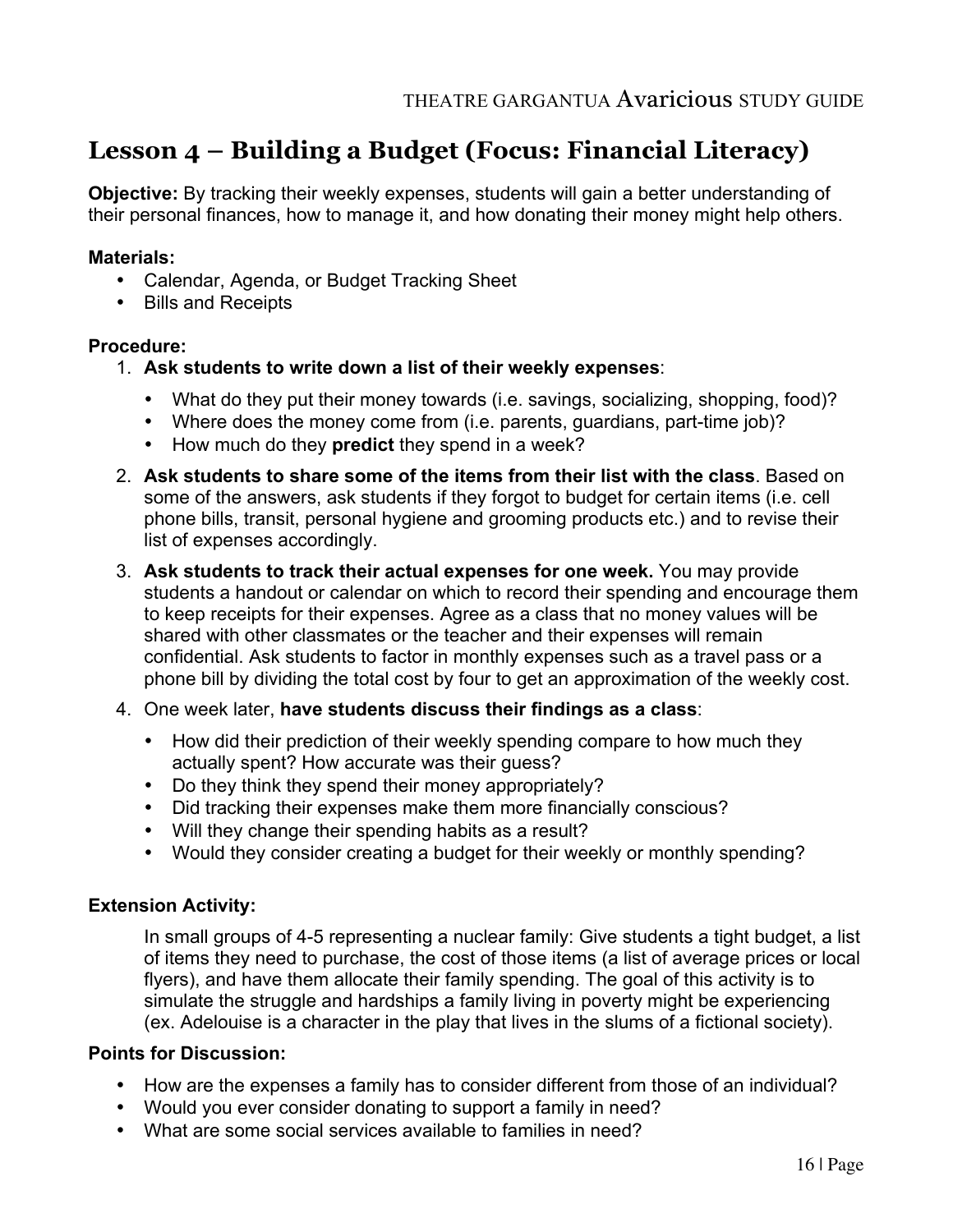## Lesson 4 – Building a Budget (Focus: Financial Literacy)

**Objective:** By tracking their weekly expenses, students will gain a better understanding of their personal finances, how to manage it, and how donating their money might help others.

**Materials:**

- Calendar, Agenda, or Budget Tracking Sheet
- Bills and Receipts

**Procedure:**

1. **Ask students to write down a list of their weekly expenses**:
   - What do they put their money towards (i.e. savings, socializing, shopping, food)?
   - Where does the money come from (i.e. parents, guardians, part-time job)?
   - How much do they **predict** they spend in a week?
2. **Ask students to share some of the items from their list with the class**. Based on some of the answers, ask students if they forgot to budget for certain items (i.e. cell phone bills, transit, personal hygiene and grooming products etc.) and to revise their list of expenses accordingly.
3. **Ask students to track their actual expenses for one week.** You may provide students a handout or calendar on which to record their spending and encourage them to keep receipts for their expenses. Agree as a class that no money values will be shared with other classmates or the teacher and their expenses will remain confidential. Ask students to factor in monthly expenses such as a travel pass or a phone bill by dividing the total cost by four to get an approximation of the weekly cost.
4. One week later, **have students discuss their findings as a class**:
   - How did their prediction of their weekly spending compare to how much they actually spent? How accurate was their guess?
   - Do they think they spend their money appropriately?
   - Did tracking their expenses make them more financially conscious?
   - Will they change their spending habits as a result?
   - Would they consider creating a budget for their weekly or monthly spending?

**Extension Activity:**

In small groups of 4-5 representing a nuclear family: Give students a tight budget, a list of items they need to purchase, the cost of those items (a list of average prices or local flyers), and have them allocate their family spending. The goal of this activity is to simulate the struggle and hardships a family living in poverty might be experiencing (ex. Adelouise is a character in the play that lives in the slums of a fictional society).

**Points for Discussion:**

- How are the expenses a family has to consider different from those of an individual?
- Would you ever consider donating to support a family in need?
- What are some social services available to families in need?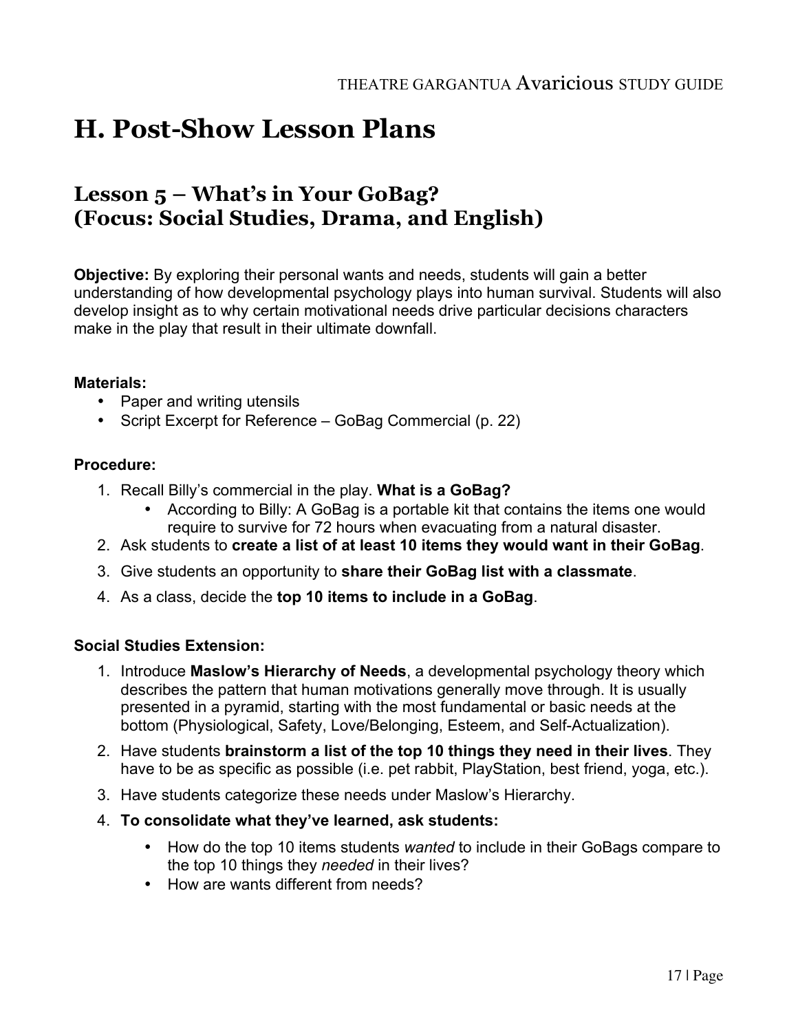# H. Post-Show Lesson Plans

## Lesson 5 – What's in Your GoBag? (Focus: Social Studies, Drama, and English)

**Objective:** By exploring their personal wants and needs, students will gain a better understanding of how developmental psychology plays into human survival. Students will also develop insight as to why certain motivational needs drive particular decisions characters make in the play that result in their ultimate downfall.

**Materials:**

- Paper and writing utensils
- Script Excerpt for Reference – GoBag Commercial (p. 22)

**Procedure:**

1. Recall Billy's commercial in the play. **What is a GoBag?**
   - According to Billy: A GoBag is a portable kit that contains the items one would require to survive for 72 hours when evacuating from a natural disaster.
2. Ask students to **create a list of at least 10 items they would want in their GoBag**.
3. Give students an opportunity to **share their GoBag list with a classmate**.
4. As a class, decide the **top 10 items to include in a GoBag**.

**Social Studies Extension:**

1. Introduce **Maslow's Hierarchy of Needs**, a developmental psychology theory which describes the pattern that human motivations generally move through. It is usually presented in a pyramid, starting with the most fundamental or basic needs at the bottom (Physiological, Safety, Love/Belonging, Esteem, and Self-Actualization).
2. Have students **brainstorm a list of the top 10 things they need in their lives**. They have to be as specific as possible (i.e. pet rabbit, PlayStation, best friend, yoga, etc.).
3. Have students categorize these needs under Maslow's Hierarchy.
4. **To consolidate what they've learned, ask students:**
   - How do the top 10 items students *wanted* to include in their GoBags compare to the top 10 things they *needed* in their lives?
   - How are wants different from needs?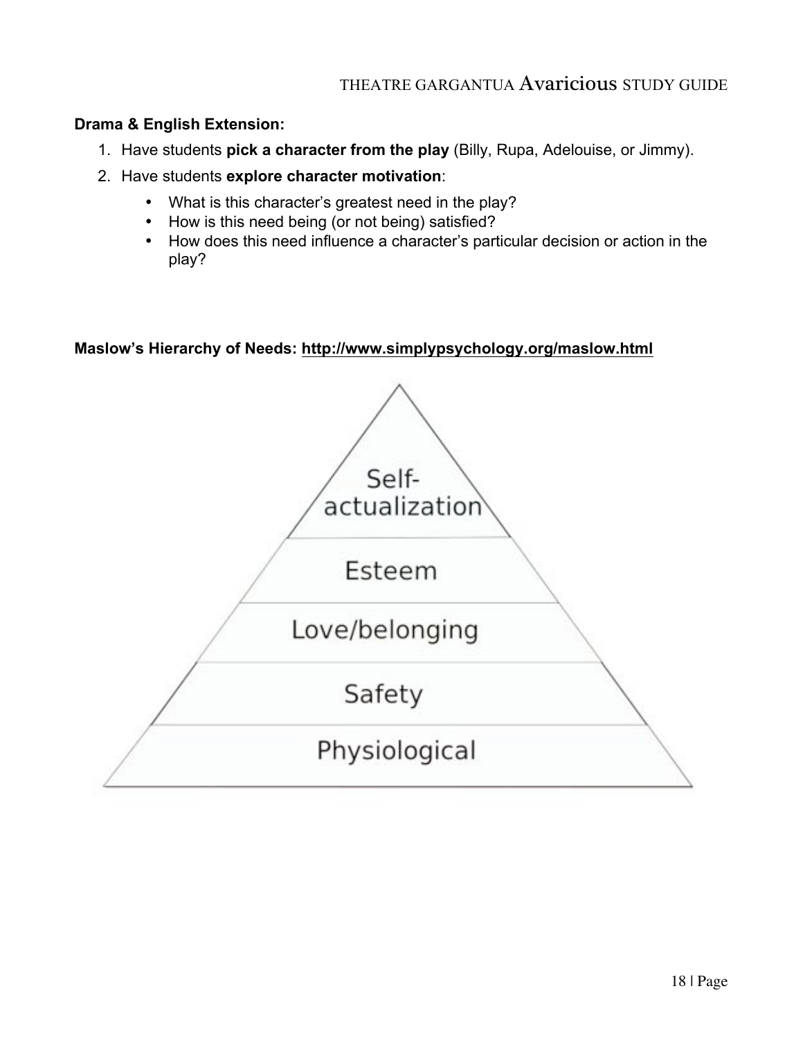**Drama & English Extension:**

1. Have students **pick a character from the play** (Billy, Rupa, Adelouise, or Jimmy).
2. Have students **explore character motivation**:
   - What is this character's greatest need in the play?
   - How is this need being (or not being) satisfied?
   - How does this need influence a character's particular decision or action in the play?

**Maslow's Hierarchy of Needs: http://www.simplypsychology.org/maslow.html**

Self-actualization

Esteem

Love/belonging

Safety

Physiological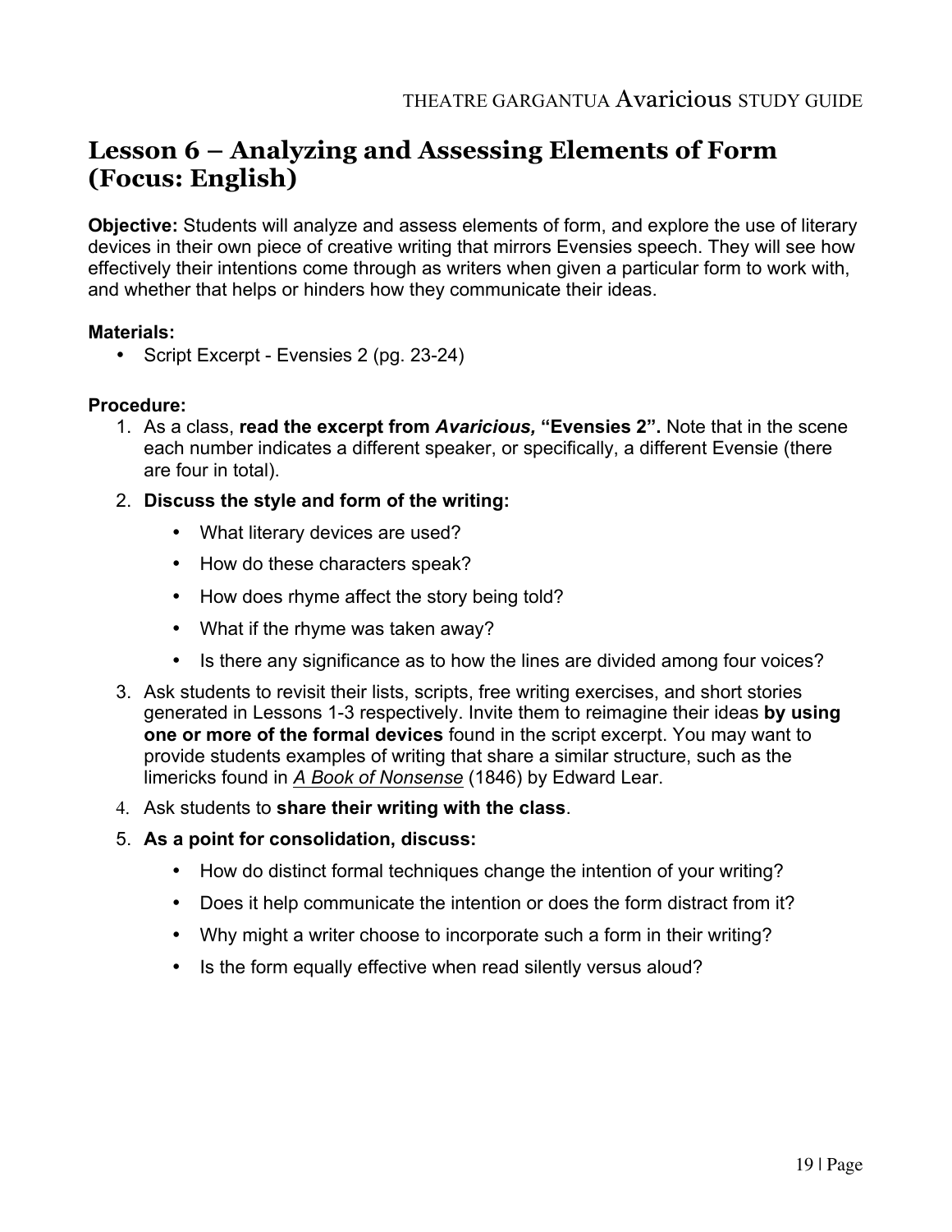## Lesson 6 – Analyzing and Assessing Elements of Form (Focus: English)

**Objective:** Students will analyze and assess elements of form, and explore the use of literary devices in their own piece of creative writing that mirrors Evensies speech. They will see how effectively their intentions come through as writers when given a particular form to work with, and whether that helps or hinders how they communicate their ideas.

**Materials:**

- Script Excerpt - Evensies 2 (pg. 23-24)

**Procedure:**

1. As a class, **read the excerpt from *Avaricious,* "Evensies 2".** Note that in the scene each number indicates a different speaker, or specifically, a different Evensie (there are four in total).
2. **Discuss the style and form of the writing:**
   - What literary devices are used?
   - How do these characters speak?
   - How does rhyme affect the story being told?
   - What if the rhyme was taken away?
   - Is there any significance as to how the lines are divided among four voices?
3. Ask students to revisit their lists, scripts, free writing exercises, and short stories generated in Lessons 1-3 respectively. Invite them to reimagine their ideas **by using one or more of the formal devices** found in the script excerpt. You may want to provide students examples of writing that share a similar structure, such as the limericks found in *A Book of Nonsense* (1846) by Edward Lear.
4. Ask students to **share their writing with the class**.
5. **As a point for consolidation, discuss:**
   - How do distinct formal techniques change the intention of your writing?
   - Does it help communicate the intention or does the form distract from it?
   - Why might a writer choose to incorporate such a form in their writing?
   - Is the form equally effective when read silently versus aloud?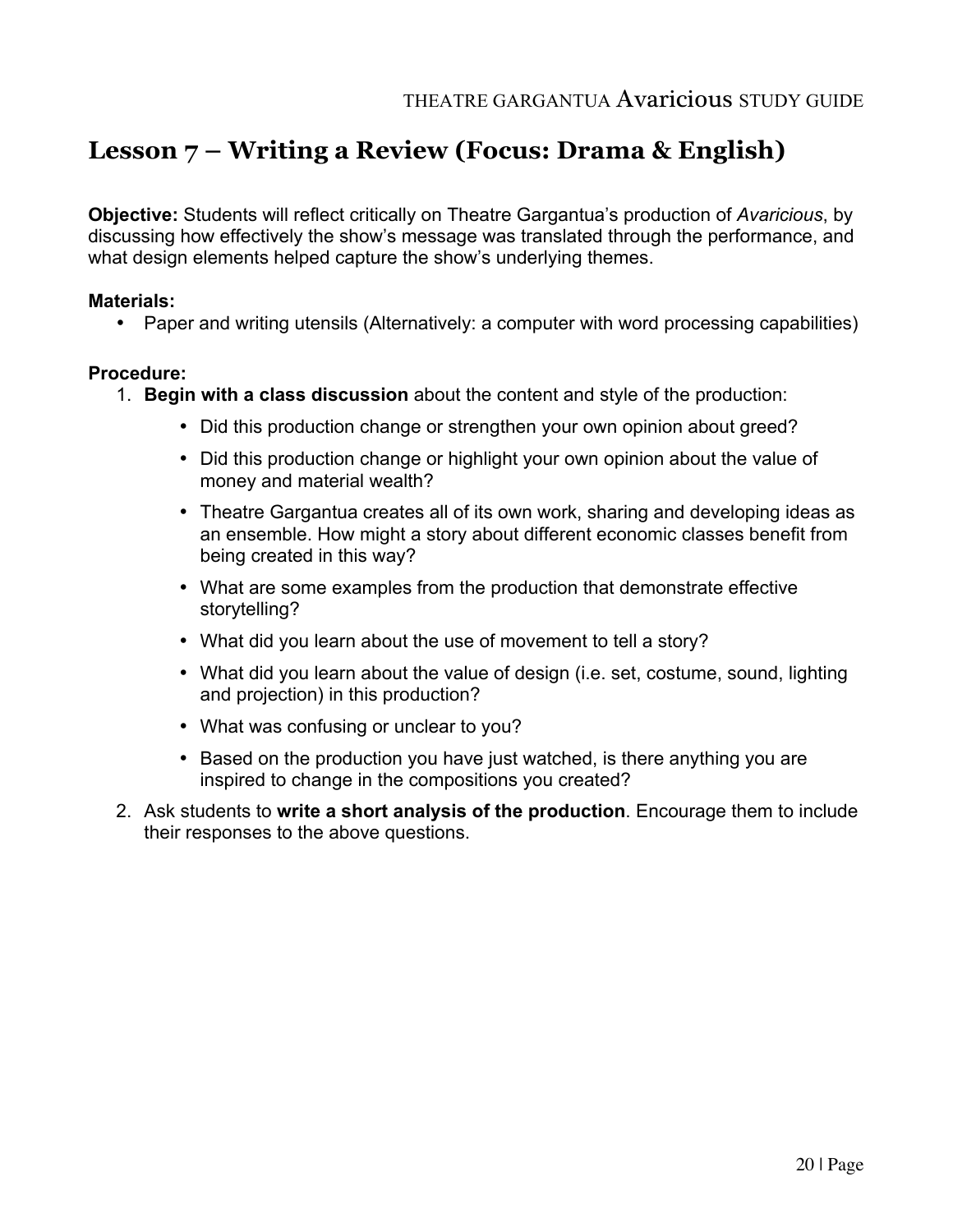## Lesson 7 – Writing a Review (Focus: Drama & English)

**Objective:** Students will reflect critically on Theatre Gargantua's production of *Avaricious*, by discussing how effectively the show's message was translated through the performance, and what design elements helped capture the show's underlying themes.

**Materials:**

- Paper and writing utensils (Alternatively: a computer with word processing capabilities)

**Procedure:**

1. **Begin with a class discussion** about the content and style of the production:
   - Did this production change or strengthen your own opinion about greed?
   - Did this production change or highlight your own opinion about the value of money and material wealth?
   - Theatre Gargantua creates all of its own work, sharing and developing ideas as an ensemble. How might a story about different economic classes benefit from being created in this way?
   - What are some examples from the production that demonstrate effective storytelling?
   - What did you learn about the use of movement to tell a story?
   - What did you learn about the value of design (i.e. set, costume, sound, lighting and projection) in this production?
   - What was confusing or unclear to you?
   - Based on the production you have just watched, is there anything you are inspired to change in the compositions you created?
2. Ask students to **write a short analysis of the production**. Encourage them to include their responses to the above questions.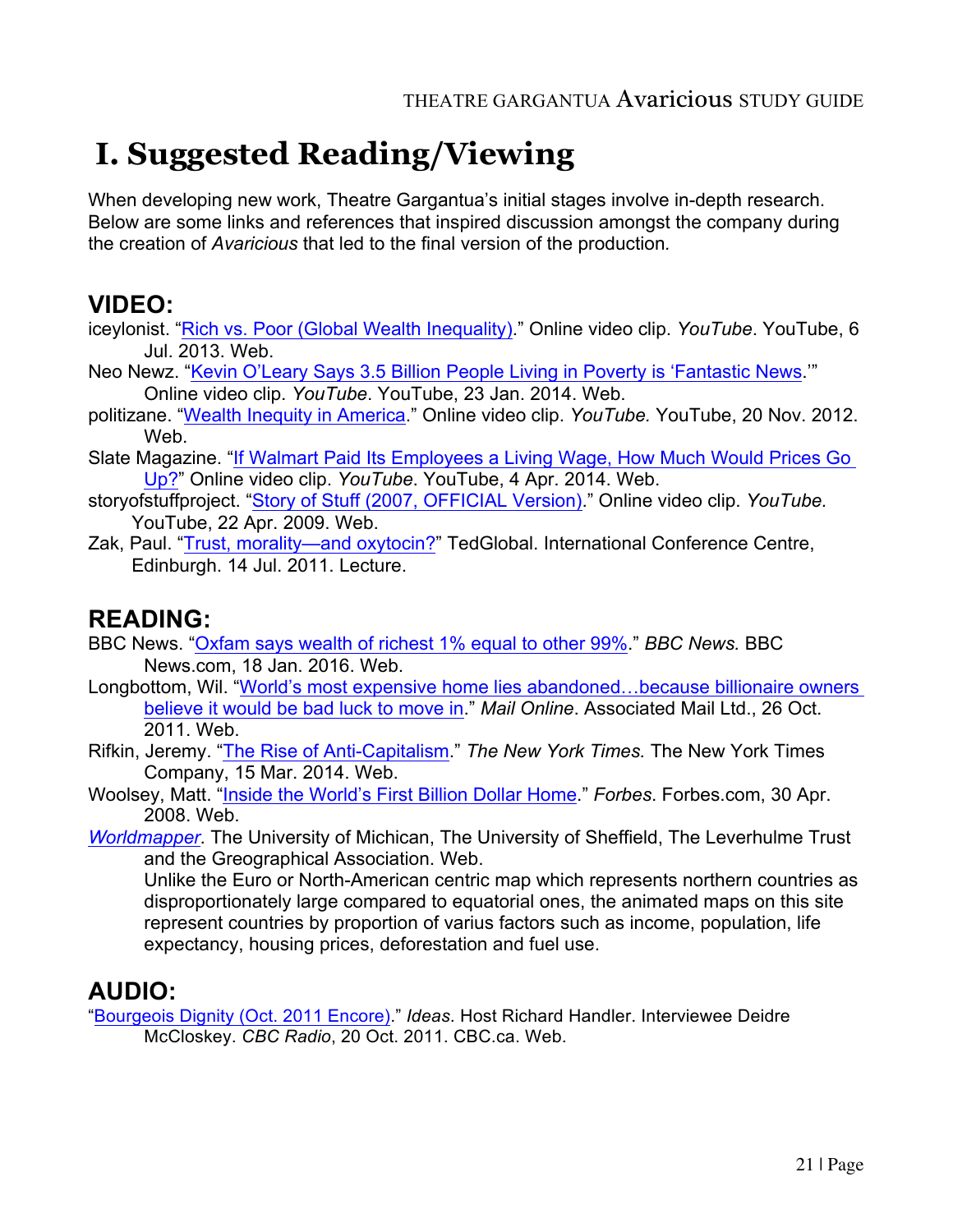# I. Suggested Reading/Viewing

When developing new work, Theatre Gargantua's initial stages involve in-depth research. Below are some links and references that inspired discussion amongst the company during the creation of *Avaricious* that led to the final version of the production.

## VIDEO:

iceylonist. "Rich vs. Poor (Global Wealth Inequality)." Online video clip. *YouTube*. YouTube, 6 Jul. 2013. Web.

Neo Newz. "Kevin O'Leary Says 3.5 Billion People Living in Poverty is 'Fantastic News.'" Online video clip. *YouTube*. YouTube, 23 Jan. 2014. Web.

politizane. "Wealth Inequity in America." Online video clip. *YouTube.* YouTube, 20 Nov. 2012. Web.

Slate Magazine. "If Walmart Paid Its Employees a Living Wage, How Much Would Prices Go Up?" Online video clip. *YouTube*. YouTube, 4 Apr. 2014. Web.

storyofstuffproject. "Story of Stuff (2007, OFFICIAL Version)." Online video clip. *YouTube.* YouTube, 22 Apr. 2009. Web.

Zak, Paul. "Trust, morality—and oxytocin?" TedGlobal. International Conference Centre, Edinburgh. 14 Jul. 2011. Lecture.

## READING:

BBC News. "Oxfam says wealth of richest 1% equal to other 99%." *BBC News.* BBC News.com, 18 Jan. 2016. Web.

Longbottom, Wil. "World's most expensive home lies abandoned…because billionaire owners believe it would be bad luck to move in." *Mail Online*. Associated Mail Ltd., 26 Oct. 2011. Web.

Rifkin, Jeremy. "The Rise of Anti-Capitalism." *The New York Times.* The New York Times Company, 15 Mar. 2014. Web.

Woolsey, Matt. "Inside the World's First Billion Dollar Home." *Forbes*. Forbes.com, 30 Apr. 2008. Web.

*Worldmapper*. The University of Michican, The University of Sheffield, The Leverhulme Trust and the Greographical Association. Web.
Unlike the Euro or North-American centric map which represents northern countries as disproportionately large compared to equatorial ones, the animated maps on this site represent countries by proportion of varius factors such as income, population, life expectancy, housing prices, deforestation and fuel use.

## AUDIO:

"Bourgeois Dignity (Oct. 2011 Encore)." *Ideas*. Host Richard Handler. Interviewee Deidre McCloskey. *CBC Radio*, 20 Oct. 2011. CBC.ca. Web.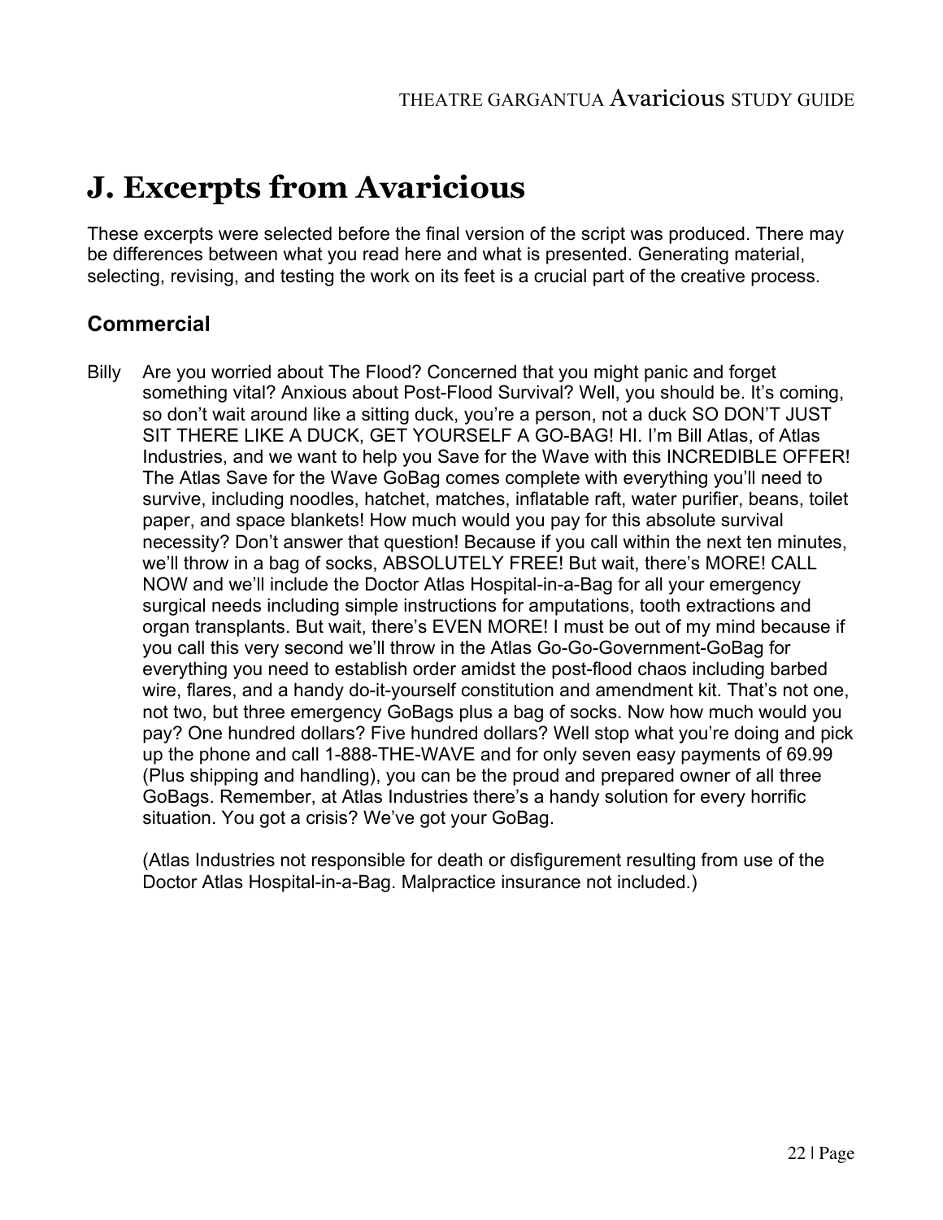# J. Excerpts from Avaricious

These excerpts were selected before the final version of the script was produced. There may be differences between what you read here and what is presented. Generating material, selecting, revising, and testing the work on its feet is a crucial part of the creative process.

## Commercial

Billy Are you worried about The Flood? Concerned that you might panic and forget something vital? Anxious about Post-Flood Survival? Well, you should be. It's coming, so don't wait around like a sitting duck, you're a person, not a duck SO DON'T JUST SIT THERE LIKE A DUCK, GET YOURSELF A GO-BAG! HI. I'm Bill Atlas, of Atlas Industries, and we want to help you Save for the Wave with this INCREDIBLE OFFER! The Atlas Save for the Wave GoBag comes complete with everything you'll need to survive, including noodles, hatchet, matches, inflatable raft, water purifier, beans, toilet paper, and space blankets! How much would you pay for this absolute survival necessity? Don't answer that question! Because if you call within the next ten minutes, we'll throw in a bag of socks, ABSOLUTELY FREE! But wait, there's MORE! CALL NOW and we'll include the Doctor Atlas Hospital-in-a-Bag for all your emergency surgical needs including simple instructions for amputations, tooth extractions and organ transplants. But wait, there's EVEN MORE! I must be out of my mind because if you call this very second we'll throw in the Atlas Go-Go-Government-GoBag for everything you need to establish order amidst the post-flood chaos including barbed wire, flares, and a handy do-it-yourself constitution and amendment kit. That's not one, not two, but three emergency GoBags plus a bag of socks. Now how much would you pay? One hundred dollars? Five hundred dollars? Well stop what you're doing and pick up the phone and call 1-888-THE-WAVE and for only seven easy payments of 69.99 (Plus shipping and handling), you can be the proud and prepared owner of all three GoBags. Remember, at Atlas Industries there's a handy solution for every horrific situation. You got a crisis? We've got your GoBag.

(Atlas Industries not responsible for death or disfigurement resulting from use of the Doctor Atlas Hospital-in-a-Bag. Malpractice insurance not included.)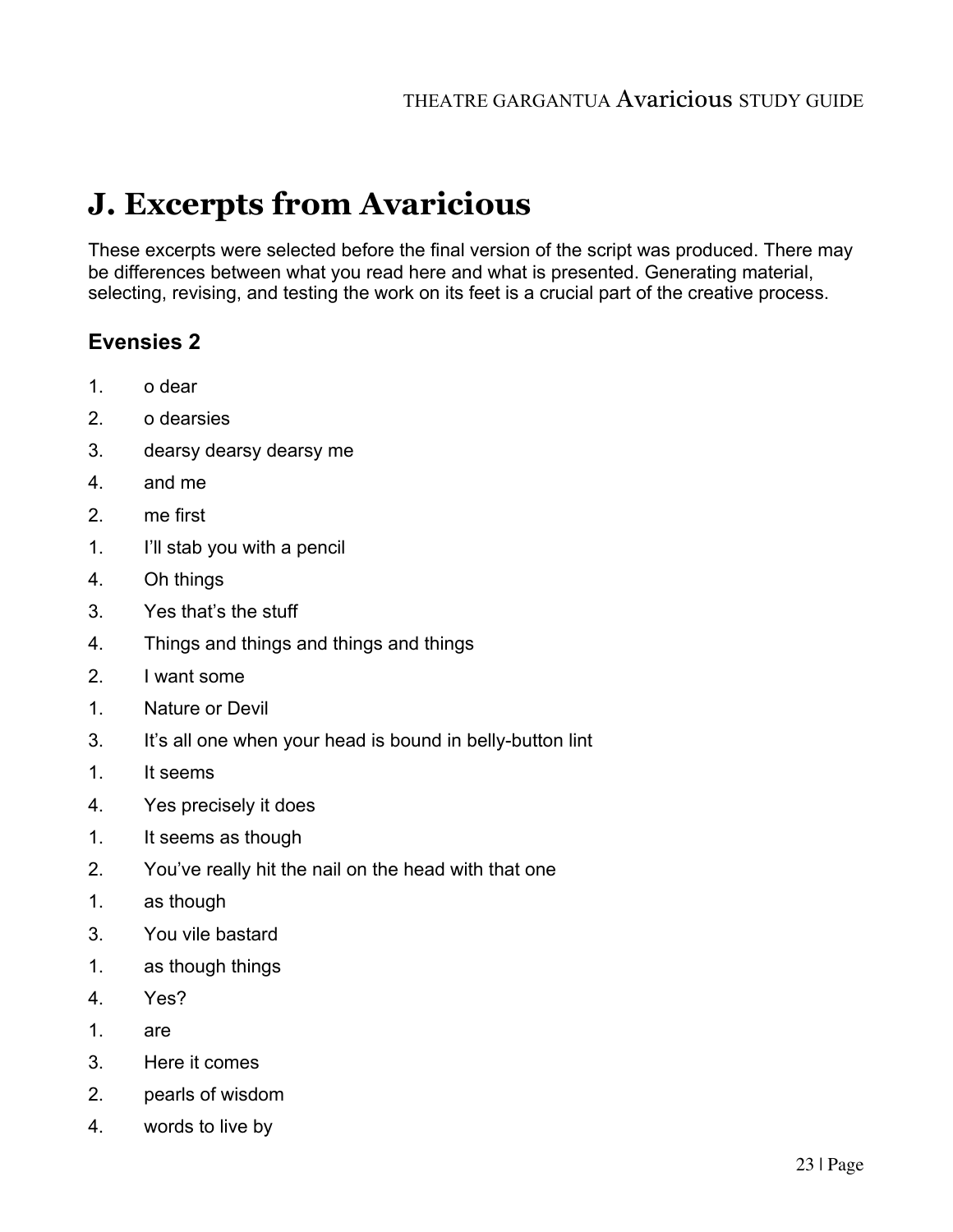# J. Excerpts from Avaricious

These excerpts were selected before the final version of the script was produced. There may be differences between what you read here and what is presented. Generating material, selecting, revising, and testing the work on its feet is a crucial part of the creative process.

## Evensies 2

1. o dear
2. o dearsies
3. dearsy dearsy dearsy me
4. and me
2. me first
1. I'll stab you with a pencil
4. Oh things
3. Yes that's the stuff
4. Things and things and things and things
2. I want some
1. Nature or Devil
3. It's all one when your head is bound in belly-button lint
1. It seems
4. Yes precisely it does
1. It seems as though
2. You've really hit the nail on the head with that one
1. as though
3. You vile bastard
1. as though things
4. Yes?
1. are
3. Here it comes
2. pearls of wisdom
4. words to live by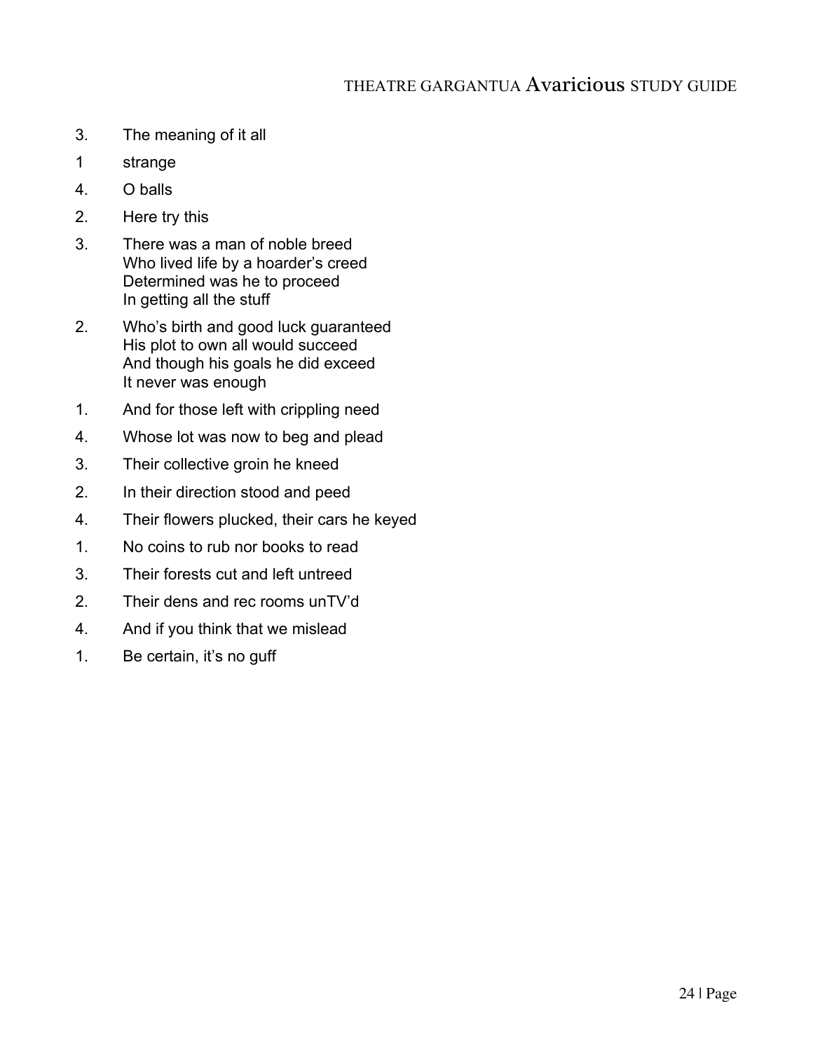3. The meaning of it all

1 strange

4. O balls

2. Here try this

3. There was a man of noble breed
Who lived life by a hoarder’s creed
Determined was he to proceed
In getting all the stuff

2. Who’s birth and good luck guaranteed
His plot to own all would succeed
And though his goals he did exceed
It never was enough

1. And for those left with crippling need

4. Whose lot was now to beg and plead

3. Their collective groin he kneed

2. In their direction stood and peed

4. Their flowers plucked, their cars he keyed

1. No coins to rub nor books to read

3. Their forests cut and left untreed

2. Their dens and rec rooms unTV’d

4. And if you think that we mislead

1. Be certain, it’s no guff